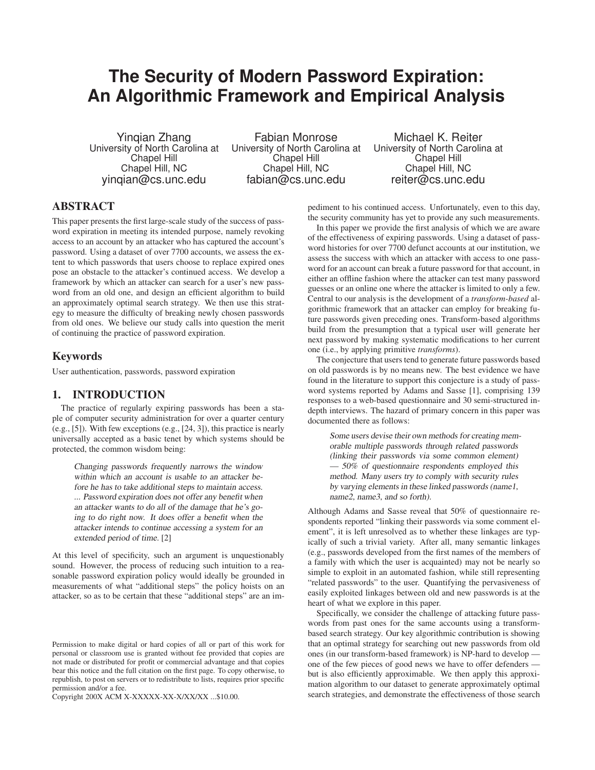# The Security of Modern Password Expiration: An Algorithmic Framework and Empirical Analysis

Yinqian Zhang
University of North Carolina at Chapel Hill
Chapel Hill, NC
yinqian@cs.unc.edu

Fabian Monrose
University of North Carolina at Chapel Hill
Chapel Hill, NC
fabian@cs.unc.edu

Michael K. Reiter
University of North Carolina at Chapel Hill
Chapel Hill, NC
reiter@cs.unc.edu

## ABSTRACT

This paper presents the first large-scale study of the success of password expiration in meeting its intended purpose, namely revoking access to an account by an attacker who has captured the account's password. Using a dataset of over 7700 accounts, we assess the extent to which passwords that users choose to replace expired ones pose an obstacle to the attacker's continued access. We develop a framework by which an attacker can search for a user's new password from an old one, and design an efficient algorithm to build an approximately optimal search strategy. We then use this strategy to measure the difficulty of breaking newly chosen passwords from old ones. We believe our study calls into question the merit of continuing the practice of password expiration.

## Keywords

User authentication, passwords, password expiration

## 1. INTRODUCTION

The practice of regularly expiring passwords has been a staple of computer security administration for over a quarter century (e.g., [5]). With few exceptions (e.g., [24, 3]), this practice is nearly universally accepted as a basic tenet by which systems should be protected, the common wisdom being:

> *Changing passwords frequently narrows the window within which an account is usable to an attacker before he has to take additional steps to maintain access. ... Password expiration does not offer any benefit when an attacker wants to do all of the damage that he's going to do right now. It does offer a benefit when the attacker intends to continue accessing a system for an extended period of time.* [2]

At this level of specificity, such an argument is unquestionably sound. However, the process of reducing such intuition to a reasonable password expiration policy would ideally be grounded in measurements of what "additional steps" the policy hoists on an attacker, so as to be certain that these "additional steps" are an impediment to his continued access. Unfortunately, even to this day, the security community has yet to provide any such measurements.

In this paper we provide the first analysis of which we are aware of the effectiveness of expiring passwords. Using a dataset of password histories for over 7700 defunct accounts at our institution, we assess the success with which an attacker with access to one password for an account can break a future password for that account, in either an offline fashion where the attacker can test many password guesses or an online one where the attacker is limited to only a few. Central to our analysis is the development of a *transform-based* algorithmic framework that an attacker can employ for breaking future passwords given preceding ones. Transform-based algorithms build from the presumption that a typical user will generate her next password by making systematic modifications to her current one (i.e., by applying primitive *transforms*).

The conjecture that users tend to generate future passwords based on old passwords is by no means new. The best evidence we have found in the literature to support this conjecture is a study of password systems reported by Adams and Sasse [1], comprising 139 responses to a web-based questionnaire and 30 semi-structured in-depth interviews. The hazard of primary concern in this paper was documented there as follows:

> *Some users devise their own methods for creating memorable multiple passwords through related passwords (linking their passwords via some common element) — 50% of questionnaire respondents employed this method. Many users try to comply with security rules by varying elements in these linked passwords (name1, name2, name3, and so forth).*

Although Adams and Sasse reveal that 50% of questionnaire respondents reported "linking their passwords via some comment element", it is left unresolved as to whether these linkages are typically of such a trivial variety. After all, many semantic linkages (e.g., passwords developed from the first names of the members of a family with which the user is acquainted) may not be nearly so simple to exploit in an automated fashion, while still representing "related passwords" to the user. Quantifying the pervasiveness of easily exploited linkages between old and new passwords is at the heart of what we explore in this paper.

Specifically, we consider the challenge of attacking future passwords from past ones for the same accounts using a transform-based search strategy. Our key algorithmic contribution is showing that an optimal strategy for searching out new passwords from old ones (in our transform-based framework) is NP-hard to develop — one of the few pieces of good news we have to offer defenders — but is also efficiently approximable. We then apply this approximation algorithm to our dataset to generate approximately optimal search strategies, and demonstrate the effectiveness of those search

Permission to make digital or hard copies of all or part of this work for personal or classroom use is granted without fee provided that copies are not made or distributed for profit or commercial advantage and that copies bear this notice and the full citation on the first page. To copy otherwise, to republish, to post on servers or to redistribute to lists, requires prior specific permission and/or a fee.
Copyright 200X ACM X-XXXXX-XX-X/XX/XX ...$10.00.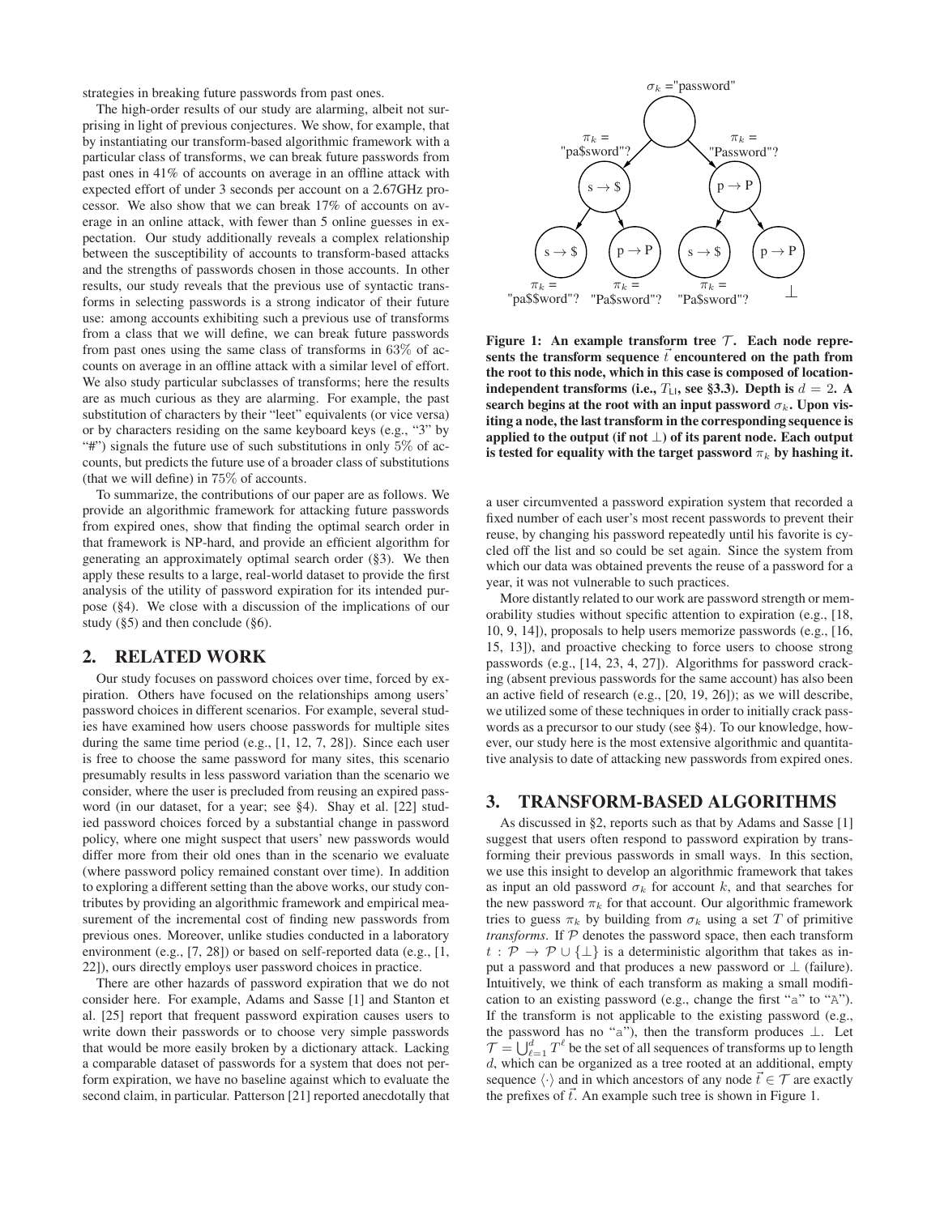strategies in breaking future passwords from past ones.

The high-order results of our study are alarming, albeit not surprising in light of previous conjectures. We show, for example, that by instantiating our transform-based algorithmic framework with a particular class of transforms, we can break future passwords from past ones in 41% of accounts on average in an offline attack with expected effort of under 3 seconds per account on a 2.67GHz processor. We also show that we can break 17% of accounts on average in an online attack, with fewer than 5 online guesses in expectation. Our study additionally reveals a complex relationship between the susceptibility of accounts to transform-based attacks and the strengths of passwords chosen in those accounts. In other results, our study reveals that the previous use of syntactic transforms in selecting passwords is a strong indicator of their future use: among accounts exhibiting such a previous use of transforms from a class that we will define, we can break future passwords from past ones using the same class of transforms in 63% of accounts on average in an offline attack with a similar level of effort. We also study particular subclasses of transforms; here the results are as much curious as they are alarming. For example, the past substitution of characters by their "leet" equivalents (or vice versa) or by characters residing on the same keyboard keys (e.g., "3" by "#") signals the future use of such substitutions in only 5% of accounts, but predicts the future use of a broader class of substitutions (that we will define) in 75% of accounts.

To summarize, the contributions of our paper are as follows. We provide an algorithmic framework for attacking future passwords from expired ones, show that finding the optimal search order in that framework is NP-hard, and provide an efficient algorithm for generating an approximately optimal search order (§3). We then apply these results to a large, real-world dataset to provide the first analysis of the utility of password expiration for its intended purpose (§4). We close with a discussion of the implications of our study (§5) and then conclude (§6).

## 2. RELATED WORK

Our study focuses on password choices over time, forced by expiration. Others have focused on the relationships among users' password choices in different scenarios. For example, several studies have examined how users choose passwords for multiple sites during the same time period (e.g., [1, 12, 7, 28]). Since each user is free to choose the same password for many sites, this scenario presumably results in less password variation than the scenario we consider, where the user is precluded from reusing an expired password (in our dataset, for a year; see §4). Shay et al. [22] studied password choices forced by a substantial change in password policy, where one might suspect that users' new passwords would differ more from their old ones than in the scenario we evaluate (where password policy remained constant over time). In addition to exploring a different setting than the above works, our study contributes by providing an algorithmic framework and empirical measurement of the incremental cost of finding new passwords from previous ones. Moreover, unlike studies conducted in a laboratory environment (e.g., [7, 28]) or based on self-reported data (e.g., [1, 22]), ours directly employs user password choices in practice.

There are other hazards of password expiration that we do not consider here. For example, Adams and Sasse [1] and Stanton et al. [25] report that frequent password expiration causes users to write down their passwords or to choose very simple passwords that would be more easily broken by a dictionary attack. Lacking a comparable dataset of passwords for a system that does not perform expiration, we have no baseline against which to evaluate the second claim, in particular. Patterson [21] reported anecdotally that a user circumvented a password expiration system that recorded a fixed number of each user's most recent passwords to prevent their reuse, by changing his password repeatedly until his favorite is cycled off the list and so could be set again. Since the system from which our data was obtained prevents the reuse of a password for a year, it was not vulnerable to such practices.

More distantly related to our work are password strength or memorability studies without specific attention to expiration (e.g., [18, 10, 9, 14]), proposals to help users memorize passwords (e.g., [16, 15, 13]), and proactive checking to force users to choose strong passwords (e.g., [14, 23, 4, 27]). Algorithms for password cracking (absent previous passwords for the same account) has also been an active field of research (e.g., [20, 19, 26]); as we will describe, we utilized some of these techniques in order to initially crack passwords as a precursor to our study (see §4). To our knowledge, however, our study here is the most extensive algorithmic and quantitative analysis to date of attacking new passwords from expired ones.

**Figure 1: An example transform tree $\mathcal{T}$. Each node represents the transform sequence $\vec{t}$ encountered on the path from the root to this node, which in this case is composed of location-independent transforms (i.e., $T_{\text{LI}}$, see §3.3). Depth is $d = 2$. A search begins at the root with an input password $\sigma_k$. Upon visiting a node, the last transform in the corresponding sequence is applied to the output (if not $\perp$) of its parent node. Each output is tested for equality with the target password $\pi_k$ by hashing it.**

## 3. TRANSFORM-BASED ALGORITHMS

As discussed in §2, reports such as that by Adams and Sasse [1] suggest that users often respond to password expiration by transforming their previous passwords in small ways. In this section, we use this insight to develop an algorithmic framework that takes as input an old password $\sigma_k$ for account $k$, and that searches for the new password $\pi_k$ for that account. Our algorithmic framework tries to guess $\pi_k$ by building from $\sigma_k$ using a set $T$ of primitive *transforms*. If $\mathcal{P}$ denotes the password space, then each transform $t : \mathcal{P} \to \mathcal{P} \cup \{\perp\}$ is a deterministic algorithm that takes as input a password and that produces a new password or $\perp$ (failure). Intuitively, we think of each transform as making a small modification to an existing password (e.g., change the first "a" to "A"). If the transform is not applicable to the existing password (e.g., the password has no "a"), then the transform produces $\perp$. Let $\mathcal{T} = \bigcup_{\ell=1}^{d} T^{\ell}$ be the set of all sequences of transforms up to length $d$, which can be organized as a tree rooted at an additional, empty sequence $\langle \cdot \rangle$ and in which ancestors of any node $\vec{t} \in \mathcal{T}$ are exactly the prefixes of $\vec{t}$. An example such tree is shown in Figure 1.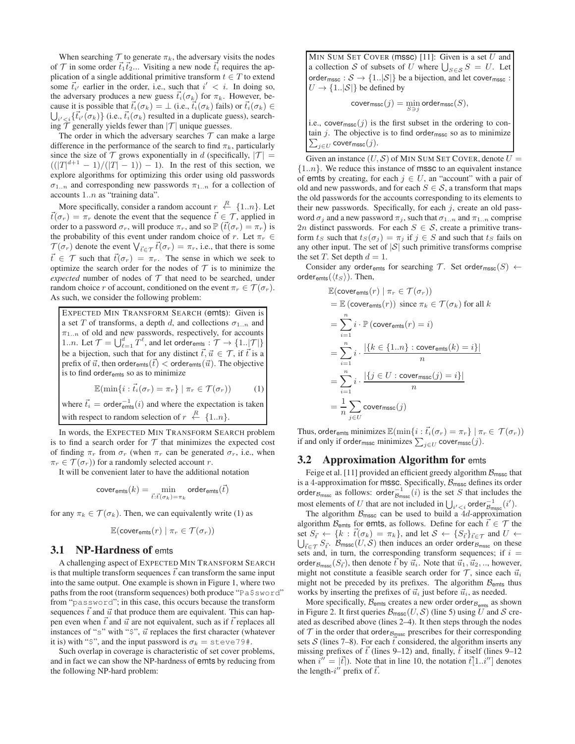When searching $\mathcal{T}$ to generate $\pi_k$, the adversary visits the nodes of $\mathcal{T}$ in some order $\vec{t}_1\vec{t}_2$... Visiting a new node $\vec{t}_i$ requires the application of a single additional primitive transform $t \in T$ to extend some $\vec{t}_{i'}$ earlier in the order, i.e., such that $i' < i$. In doing so, the adversary produces a new guess $\vec{t}_i(\sigma_k)$ for $\pi_k$. However, because it is possible that $\vec{t}_i(\sigma_k) = \bot$ (i.e., $\vec{t}_i(\sigma_k)$ fails) or $\vec{t}_i(\sigma_k) \in \bigcup_{i'<i}\{\vec{t}_{i'}(\sigma_k)\}$ (i.e., $\vec{t}_i(\sigma_k)$ resulted in a duplicate guess), searching $\mathcal{T}$ generally yields fewer than $|\mathcal{T}|$ unique guesses.

The order in which the adversary searches $\mathcal{T}$ can make a large difference in the performance of the search to find $\pi_k$, particularly since the size of $\mathcal{T}$ grows exponentially in $d$ (specifically, $|\mathcal{T}| = ((|T|^{d+1} - 1)/(|T| - 1)) - 1$). In the rest of this section, we explore algorithms for optimizing this order using old passwords $\sigma_{1..n}$ and corresponding new passwords $\pi_{1..n}$ for a collection of accounts $1..n$ as "training data".

More specifically, consider a random account $r \stackrel{R}{\leftarrow} \{1..n\}$. Let $\vec{t}(\sigma_r) = \pi_r$ denote the event that the sequence $\vec{t} \in \mathcal{T}$, applied in order to a password $\sigma_r$, will produce $\pi_r$, and so $\mathbb{P}\left(\vec{t}(\sigma_r) = \pi_r\right)$ is the probability of this event under random choice of $r$. Let $\pi_r \in \mathcal{T}(\sigma_r)$ denote the event $\bigvee_{\vec{t}\in\mathcal{T}} \vec{t}(\sigma_r) = \pi_r$, i.e., that there is some $\vec{t} \in \mathcal{T}$ such that $\vec{t}(\sigma_r) = \pi_r$. The sense in which we seek to optimize the search order for the nodes of $\mathcal{T}$ is to minimize the *expected* number of nodes of $\mathcal{T}$ that need to be searched, under random choice $r$ of account, conditioned on the event $\pi_r \in \mathcal{T}(\sigma_r)$. As such, we consider the following problem:

> EXPECTED MIN TRANSFORM SEARCH (emts): Given is a set $T$ of transforms, a depth $d$, and collections $\sigma_{1..n}$ and $\pi_{1..n}$ of old and new passwords, respectively, for accounts $1..n$. Let $\mathcal{T} = \bigcup_{\ell=1}^{d} T^{\ell}$, and let $\mathsf{order}_{\mathsf{emts}} : \mathcal{T} \to \{1..|\mathcal{T}|\}$ be a bijection, such that for any distinct $\vec{t}, \vec{u} \in \mathcal{T}$, if $\vec{t}$ is a prefix of $\vec{u}$, then $\mathsf{order}_{\mathsf{emts}}(\vec{t}) < \mathsf{order}_{\mathsf{emts}}(\vec{u})$. The objective is to find $\mathsf{order}_{\mathsf{emts}}$ so as to minimize
>
> $$\mathbb{E}(\min\{i : \vec{t}_i(\sigma_r) = \pi_r\} \mid \pi_r \in \mathcal{T}(\sigma_r)) \qquad (1)$$
>
> where $\vec{t}_i = \mathsf{order}_{\mathsf{emts}}^{-1}(i)$ and where the expectation is taken with respect to random selection of $r \stackrel{R}{\leftarrow} \{1..n\}$.

In words, the EXPECTED MIN TRANSFORM SEARCH problem is to find a search order for $\mathcal{T}$ that minimizes the expected cost of finding $\pi_r$ from $\sigma_r$ (when $\pi_r$ can be generated $\sigma_r$, i.e., when $\pi_r \in \mathcal{T}(\sigma_r)$) for a randomly selected account $r$.

It will be convenient later to have the additional notation

$$\mathsf{cover}_{\mathsf{emts}}(k) = \min_{\vec{t}:\vec{t}(\sigma_k)=\pi_k} \mathsf{order}_{\mathsf{emts}}(\vec{t})$$

for any $\pi_k \in \mathcal{T}(\sigma_k)$. Then, we can equivalently write (1) as

$$\mathbb{E}(\mathsf{cover}_{\mathsf{emts}}(r) \mid \pi_r \in \mathcal{T}(\sigma_r))$$

## 3.1 NP-Hardness of emts

A challenging aspect of EXPECTED MIN TRANSFORM SEARCH is that multiple transform sequences $\vec{t}$ can transform the same input into the same output. One example is shown in Figure 1, where two paths from the root (transform sequences) both produce "`Pa$sword`" from "`password`"; in this case, this occurs because the transform sequences $\vec{t}$ and $\vec{u}$ that produce them are equivalent. This can happen even when $\vec{t}$ and $\vec{u}$ are not equivalent, such as if $\vec{t}$ replaces all instances of "`s`" with "`$`", $\vec{u}$ replaces the first character (whatever it is) with "`$`", and the input password is $\sigma_k =$ `steve79#`.

Such overlap in coverage is characteristic of set cover problems, and in fact we can show the NP-hardness of emts by reducing from the following NP-hard problem:

> MIN SUM SET COVER (mssc) [11]: Given is a set $U$ and a collection $\mathcal{S}$ of subsets of $U$ where $\bigcup_{S\in\mathcal{S}} S = U$. Let $\mathsf{order}_{\mathsf{mssc}} : \mathcal{S} \to \{1..|\mathcal{S}|\}$ be a bijection, and let $\mathsf{cover}_{\mathsf{mssc}} : U \to \{1..|\mathcal{S}|\}$ be defined by
>
> $$\mathsf{cover}_{\mathsf{mssc}}(j) = \min_{S\ni j} \mathsf{order}_{\mathsf{mssc}}(S),$$
>
> i.e., $\mathsf{cover}_{\mathsf{mssc}}(j)$ is the first subset in the ordering to contain $j$. The objective is to find $\mathsf{order}_{\mathsf{mssc}}$ so as to minimize $\sum_{j\in U} \mathsf{cover}_{\mathsf{mssc}}(j)$.

Given an instance $(U, \mathcal{S})$ of MIN SUM SET COVER, denote $U = \{1..n\}$. We reduce this instance of mssc to an equivalent instance of emts by creating, for each $j \in U$, an "account" with a pair of old and new passwords, and for each $S \in \mathcal{S}$, a transform that maps the old passwords for the accounts corresponding to its elements to their new passwords. Specifically, for each $j$, create an old password $\sigma_j$ and a new password $\pi_j$, such that $\sigma_{1..n}$ and $\pi_{1..n}$ comprise $2n$ distinct passwords. For each $S \in \mathcal{S}$, create a primitive transform $t_S$ such that $t_S(\sigma_j) = \pi_j$ if $j \in S$ and such that $t_S$ fails on any other input. The set of $|\mathcal{S}|$ such primitive transforms comprise the set $T$. Set depth $d = 1$.

Consider any $\mathsf{order}_{\mathsf{emts}}$ for searching $\mathcal{T}$. Set $\mathsf{order}_{\mathsf{mssc}}(S) \leftarrow \mathsf{order}_{\mathsf{emts}}(\langle t_S \rangle)$. Then,

$$\begin{aligned}
&\mathbb{E}(\mathsf{cover}_{\mathsf{emts}}(r) \mid \pi_r \in \mathcal{T}(\sigma_r)) \\
&= \mathbb{E}\left(\mathsf{cover}_{\mathsf{emts}}(r)\right) \text{ since } \pi_k \in \mathcal{T}(\sigma_k) \text{ for all } k \\
&= \sum_{i=1}^{n} i \cdot \mathbb{P}\left(\mathsf{cover}_{\mathsf{emts}}(r) = i\right) \\
&= \sum_{i=1}^{n} i \cdot \frac{|\{k \in \{1..n\} : \mathsf{cover}_{\mathsf{emts}}(k) = i\}|}{n} \\
&= \sum_{i=1}^{n} i \cdot \frac{|\{j \in U : \mathsf{cover}_{\mathsf{mssc}}(j) = i\}|}{n} \\
&= \frac{1}{n} \sum_{j\in U} \mathsf{cover}_{\mathsf{mssc}}(j)
\end{aligned}$$

Thus, $\mathsf{order}_{\mathsf{emts}}$ minimizes $\mathbb{E}(\min\{i : \vec{t}_i(\sigma_r) = \pi_r\} \mid \pi_r \in \mathcal{T}(\sigma_r))$ if and only if $\mathsf{order}_{\mathsf{mssc}}$ minimizes $\sum_{j\in U} \mathsf{cover}_{\mathsf{mssc}}(j)$.

## 3.2 Approximation Algorithm for emts

Feige et al. [11] provided an efficient greedy algorithm $\mathcal{B}_{\mathsf{mssc}}$ that is a 4-approximation for mssc. Specifically, $\mathcal{B}_{\mathsf{mssc}}$ defines its order $\mathsf{order}_{\mathcal{B}_{\mathsf{mssc}}}$ as follows: $\mathsf{order}_{\mathcal{B}_{\mathsf{mssc}}}^{-1}(i)$ is the set $S$ that includes the most elements of $U$ that are not included in $\bigcup_{i'<i} \mathsf{order}_{\mathcal{B}_{\mathsf{mssc}}}^{-1}(i')$.

The algorithm $\mathcal{B}_{\mathsf{mssc}}$ can be used to build a $4d$-approximation algorithm $\mathcal{B}_{\mathsf{emts}}$ for emts, as follows. Define for each $\vec{t} \in \mathcal{T}$ the set $S_{\vec{t}} \leftarrow \{k : \vec{t}(\sigma_k) = \pi_k\}$, and let $\mathcal{S} \leftarrow \{S_{\vec{t}}\}_{\vec{t}\in\mathcal{T}}$ and $U \leftarrow \bigcup_{\vec{t}\in\mathcal{T}} S_{\vec{t}}$. $\mathcal{B}_{\mathsf{mssc}}(U, \mathcal{S})$ then induces an order $\mathsf{order}_{\mathcal{B}_{\mathsf{mssc}}}$ on these sets and, in turn, the corresponding transform sequences; if $i = \mathsf{order}_{\mathcal{B}_{\mathsf{mssc}}}(S_{\vec{t}})$, then denote $\vec{t}$ by $\vec{u}_i$. Note that $\vec{u}_1, \vec{u}_2, ..$, however, might not constitute a feasible search order for $\mathcal{T}$, since each $\vec{u}_i$ might not be preceded by its prefixes. The algorithm $\mathcal{B}_{\mathsf{emts}}$ thus works by inserting the prefixes of $\vec{u}_i$ just before $\vec{u}_i$, as needed.

More specifically, $\mathcal{B}_{\mathsf{emts}}$ creates a new order $\mathsf{order}_{\mathcal{B}_{\mathsf{emts}}}$ as shown in Figure 2. It first queries $\mathcal{B}_{\mathsf{mssc}}(U, \mathcal{S})$ (line 5) using $U$ and $\mathcal{S}$ created as described above (lines 2–4). It then steps through the nodes of $\mathcal{T}$ in the order that $\mathsf{order}_{\mathcal{B}_{\mathsf{mssc}}}$ prescribes for their corresponding sets $\mathcal{S}$ (lines 7–8). For each $\vec{t}$ considered, the algorithm inserts any missing prefixes of $\vec{t}$ (lines 9–12) and, finally, $\vec{t}$ itself (lines 9–12 when $i'' = |\vec{t}|$). Note that in line 10, the notation $\vec{t}[1..i'']$ denotes the length-$i''$ prefix of $\vec{t}$.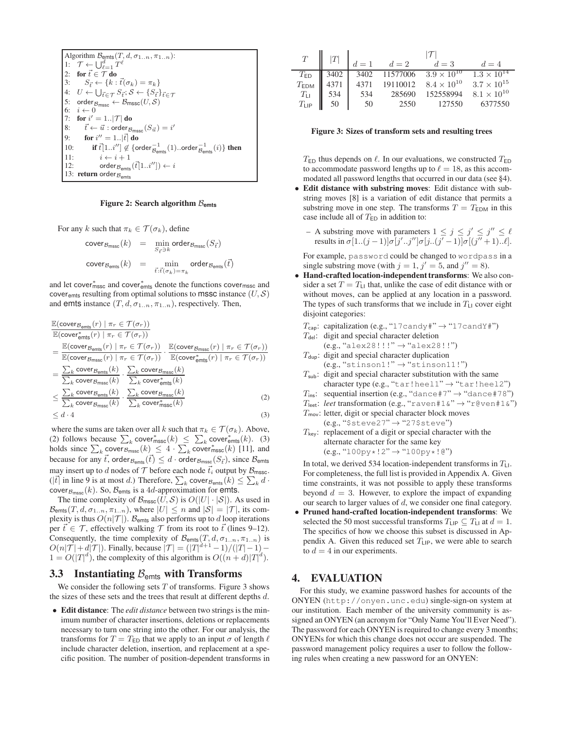```
Algorithm B_emts(T, d, σ_{1..n}, π_{1..n}):
1:  𝒯 ← ⋃_{ℓ=1}^{d} T^ℓ
2:  for t⃗ ∈ 𝒯 do
3:      S_t⃗ ← {k : t⃗(σ_k) = π_k}
4:  U ← ⋃_{t⃗∈𝒯} S_t⃗; 𝒮 ← {S_t⃗}_{t⃗∈𝒯}
5:  order_{B_mssc} ← B_mssc(U, 𝒮)
6:  i ← 0
7:  for i' = 1..|𝒯| do
8:      t⃗ ← u⃗ : order_{B_mssc}(S_u⃗) = i'
9:      for i'' = 1..|t⃗| do
10:         if t⃗[1..i''] ∉ {order^{-1}_{B_emts}(1)..order^{-1}_{B_emts}(i)} then
11:             i ← i + 1
12:             order_{B_emts}(t⃗[1..i'']) ← i
13: return order_{B_emts}
```

**Figure 2: Search algorithm $\mathcal{B}_{\mathsf{emts}}$**

For any $k$ such that $\pi_k \in \mathcal{T}(\sigma_k)$, define

$$\mathsf{cover}_{\mathcal{B}_{\mathsf{mssc}}}(k) = \min_{S_{\vec{t}} \ni k} \mathsf{order}_{\mathcal{B}_{\mathsf{mssc}}}(S_{\vec{t}})$$

$$\mathsf{cover}_{\mathcal{B}_{\mathsf{emts}}}(k) = \min_{\vec{t}: \vec{t}(\sigma_k) = \pi_k} \mathsf{order}_{\mathcal{B}_{\mathsf{emts}}}(\vec{t})$$

and let $\mathsf{cover}^*_{\mathsf{mssc}}$ and $\mathsf{cover}^*_{\mathsf{emts}}$ denote the functions $\mathsf{cover}_{\mathsf{mssc}}$ and $\mathsf{cover}_{\mathsf{emts}}$ resulting from optimal solutions to $\mathsf{mssc}$ instance $(U, \mathcal{S})$ and $\mathsf{emts}$ instance $(T, d, \sigma_{1..n}, \pi_{1..n})$, respectively. Then,

$$
\begin{aligned}
&\frac{\mathbb{E}(\mathsf{cover}_{\mathcal{B}_{\mathsf{emts}}}(r) \mid \pi_r \in \mathcal{T}(\sigma_r))}{\mathbb{E}(\mathsf{cover}^*_{\mathsf{emts}}(r) \mid \pi_r \in \mathcal{T}(\sigma_r))} \\
&= \frac{\mathbb{E}(\mathsf{cover}_{\mathcal{B}_{\mathsf{emts}}}(r) \mid \pi_r \in \mathcal{T}(\sigma_r))}{\mathbb{E}(\mathsf{cover}_{\mathcal{B}_{\mathsf{mssc}}}(r) \mid \pi_r \in \mathcal{T}(\sigma_r))} \cdot \frac{\mathbb{E}(\mathsf{cover}_{\mathcal{B}_{\mathsf{mssc}}}(r) \mid \pi_r \in \mathcal{T}(\sigma_r))}{\mathbb{E}(\mathsf{cover}^*_{\mathsf{emts}}(r) \mid \pi_r \in \mathcal{T}(\sigma_r))} \\
&= \frac{\sum_k \mathsf{cover}_{\mathcal{B}_{\mathsf{emts}}}(k)}{\sum_k \mathsf{cover}_{\mathcal{B}_{\mathsf{mssc}}}(k)} \cdot \frac{\sum_k \mathsf{cover}_{\mathcal{B}_{\mathsf{mssc}}}(k)}{\sum_k \mathsf{cover}^*_{\mathsf{emts}}(k)} \\
&\le \frac{\sum_k \mathsf{cover}_{\mathcal{B}_{\mathsf{emts}}}(k)}{\sum_k \mathsf{cover}_{\mathcal{B}_{\mathsf{mssc}}}(k)} \cdot \frac{\sum_k \mathsf{cover}_{\mathcal{B}_{\mathsf{mssc}}}(k)}{\sum_k \mathsf{cover}^*_{\mathsf{mssc}}(k)} \qquad (2) \\
&\le d \cdot 4 \qquad (3)
\end{aligned}
$$

where the sums are taken over all $k$ such that $\pi_k \in \mathcal{T}(\sigma_k)$. Above, (2) follows because $\sum_k \mathsf{cover}^*_{\mathsf{mssc}}(k) \le \sum_k \mathsf{cover}^*_{\mathsf{emts}}(k)$. (3) holds since $\sum_k \mathsf{cover}_{\mathcal{B}_{\mathsf{mssc}}}(k) \le 4 \cdot \sum_k \mathsf{cover}^*_{\mathsf{mssc}}(k)$ [11], and because for any $\vec{t}$, $\mathsf{order}_{\mathcal{B}_{\mathsf{emts}}}(\vec{t}) \le d \cdot \mathsf{order}_{\mathcal{B}_{\mathsf{mssc}}}(S_{\vec{t}})$, since $\mathcal{B}_{\mathsf{emts}}$ may insert up to $d$ nodes of $\mathcal{T}$ before each node $\vec{t}_i$ output by $\mathcal{B}_{\mathsf{mssc}}$. ($|\vec{t}|$ in line 9 is at most $d$.) Therefore, $\sum_k \mathsf{cover}_{\mathcal{B}_{\mathsf{emts}}}(k) \le \sum_k d \cdot \mathsf{cover}_{\mathcal{B}_{\mathsf{mssc}}}(k)$. So, $\mathcal{B}_{\mathsf{emts}}$ is a $4d$-approximation for $\mathsf{emts}$.

The time complexity of $\mathcal{B}_{\mathsf{mssc}}(U, \mathcal{S})$ is $O(|U| \cdot |\mathcal{S}|)$. As used in $\mathcal{B}_{\mathsf{emts}}(T, d, \sigma_{1..n}, \pi_{1..n})$, where $|U| \le n$ and $|\mathcal{S}| = |\mathcal{T}|$, its complexity is thus $O(n|\mathcal{T}|)$. $\mathcal{B}_{\mathsf{emts}}$ also performs up to $d$ loop iterations per $\vec{t} \in \mathcal{T}$, effectively walking $\mathcal{T}$ from its root to $\vec{t}$ (lines 9–12). Consequently, the time complexity of $\mathcal{B}_{\mathsf{emts}}(T, d, \sigma_{1..n}, \pi_{1..n})$ is $O(n|\mathcal{T}| + d|\mathcal{T}|)$. Finally, because $|\mathcal{T}| = (|T|^{d+1} - 1)/(|T| - 1) - 1 = O(|T|^d)$, the complexity of this algorithm is $O((n + d)|T|^d)$.

### 3.3 Instantiating $\mathcal{B}_{\mathsf{emts}}$ with Transforms

We consider the following sets $T$ of transforms. Figure 3 shows the sizes of these sets and the trees that result at different depths $d$.

- **Edit distance**: The *edit distance* between two strings is the minimum number of character insertions, deletions or replacements necessary to turn one string into the other. For our analysis, the transforms for $T = T_{\mathsf{ED}}$ that we apply to an input $\sigma$ of length $\ell$ include character deletion, insertion, and replacement at a specific position. The number of position-dependent transforms in $T_{\mathsf{ED}}$ thus depends on $\ell$. In our evaluations, we constructed $T_{\mathsf{ED}}$ to accommodate password lengths up to $\ell = 18$, as this accommodated all password lengths that occurred in our data (see §4).
- **Edit distance with substring moves**: Edit distance with substring moves [8] is a variation of edit distance that permits a substring move in one step. The transforms $T = T_{\mathsf{EDM}}$ in this case include all of $T_{\mathsf{ED}}$ in addition to:
  - A substring move with parameters $1 \le j \le j' \le j'' \le \ell$ results in $\sigma[1..(j-1)]\sigma[j'..j'']\sigma[j..(j'-1)]\sigma[(j''+1)..\ell]$.

  For example, `password` could be changed to `wordpass` in a single substring move (with $j = 1$, $j' = 5$, and $j'' = 8$).
- **Hand-crafted location-independent transforms**: We also consider a set $T = T_{\mathsf{LI}}$ that, unlike the case of edit distance with or without moves, can be applied at any location in a password. The types of such transforms that we include in $T_{\mathsf{LI}}$ cover eight disjoint categories:

  $T_{\mathsf{cap}}$: capitalization (e.g., "`17candy#`" → "`17candY#`")
  $T_{\mathsf{del}}$: digit and special character deletion (e.g., "`alex28!!!`" → "`alex28!!`")
  $T_{\mathsf{dup}}$: digit and special character duplication (e.g., "`stinson1!`" → "`stinson11!`")
  $T_{\mathsf{sub}}$: digit and special character substitution with the same character type (e.g., "`tar!heel1`" → "`tar!heel2`")
  $T_{\mathsf{ins}}$: sequential insertion (e.g., "`dance#7`" → "`dance#78`")
  $T_{\mathsf{leet}}$: *leet* transformation (e.g., "`raven#1&`" → "`r@ven#1&`")
  $T_{\mathsf{mov}}$: letter, digit or special character block moves (e.g., "`$steve27`" → "`27$steve`")
  $T_{\mathsf{key}}$: replacement of a digit or special character with the alternate character for the same key (e.g., "`100py*!2`" → "`100py*!@`")

  In total, we derived 534 location-independent transforms in $T_{\mathsf{LI}}$. For completeness, the full list is provided in Appendix A. Given time constraints, it was not possible to apply these transforms beyond $d = 3$. However, to explore the impact of expanding our search to larger values of $d$, we consider one final category.
- **Pruned hand-crafted location-independent transforms**: We selected the 50 most successful transforms $T_{\mathsf{LIP}} \subseteq T_{\mathsf{LI}}$ at $d = 1$. The specifics of how we choose this subset is discussed in Appendix A. Given this reduced set $T_{\mathsf{LIP}}$, we were able to search to $d = 4$ in our experiments.

| $T$ | $\lvert T \rvert$ | $\lvert\mathcal{T}\rvert$ | | | |
|---|---|---|---|---|---|
| | | $d = 1$ | $d = 2$ | $d = 3$ | $d = 4$ |
| $T_{\mathsf{ED}}$ | 3402 | 3402 | 11577006 | $3.9 \times 10^{10}$ | $1.3 \times 10^{14}$ |
| $T_{\mathsf{EDM}}$ | 4371 | 4371 | 19110012 | $8.4 \times 10^{10}$ | $3.7 \times 10^{15}$ |
| $T_{\mathsf{LI}}$ | 534 | 534 | 285690 | 152558994 | $8.1 \times 10^{10}$ |
| $T_{\mathsf{LIP}}$ | 50 | 50 | 2550 | 127550 | 6377550 |

**Figure 3: Sizes of transform sets and resulting trees**

## 4. EVALUATION

For this study, we examine password hashes for accounts of the ONYEN (`http://onyen.unc.edu`) single-sign-on system at our institution. Each member of the university community is assigned an ONYEN (an acronym for "Only Name You'll Ever Need"). The password for each ONYEN is required to change every 3 months; ONYENs for which this change does not occur are suspended. The password management policy requires a user to follow the following rules when creating a new password for an ONYEN: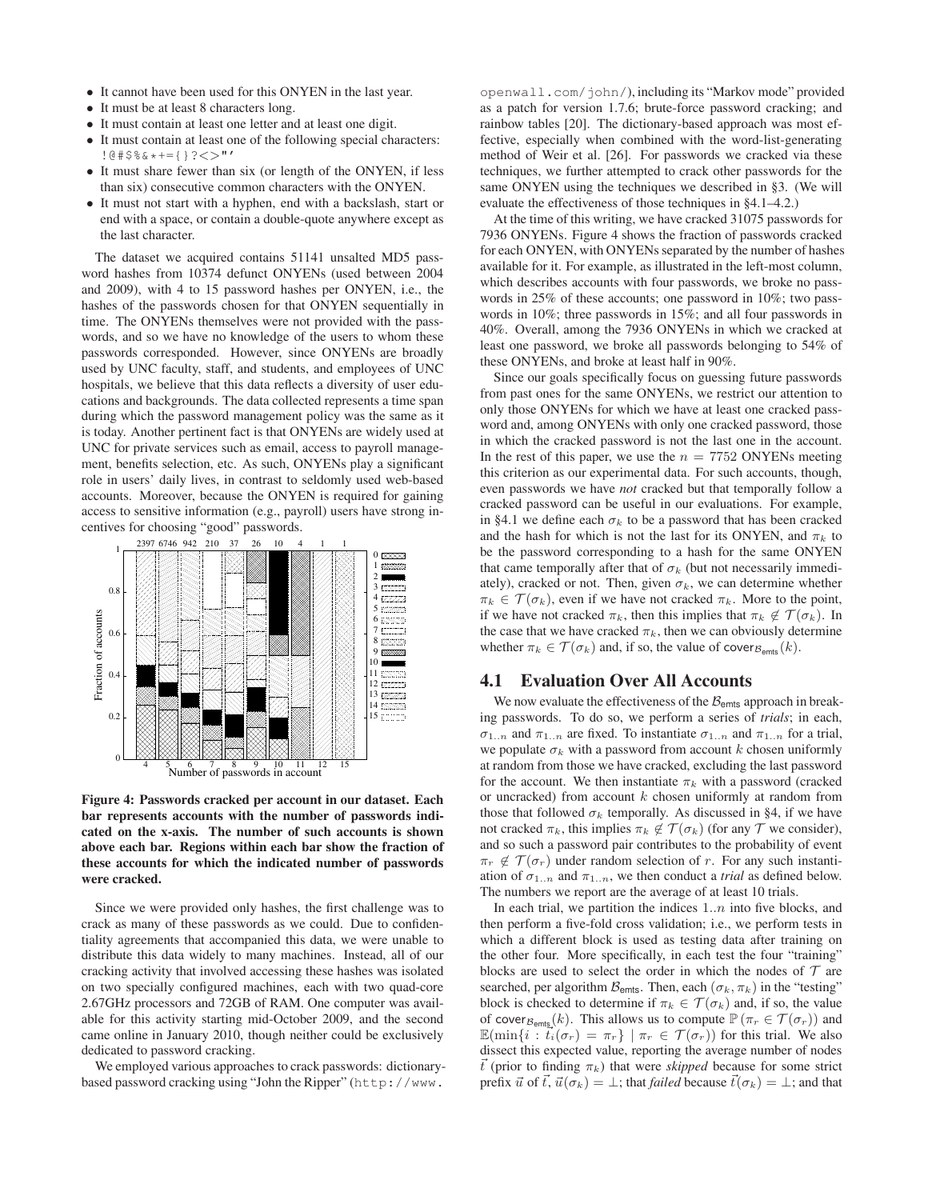- It cannot have been used for this ONYEN in the last year.
- It must be at least 8 characters long.
- It must contain at least one letter and at least one digit.
- It must contain at least one of the following special characters: `!@#$%&*+={}?<>"'`
- It must share fewer than six (or length of the ONYEN, if less than six) consecutive common characters with the ONYEN.
- It must not start with a hyphen, end with a backslash, start or end with a space, or contain a double-quote anywhere except as the last character.

The dataset we acquired contains 51141 unsalted MD5 password hashes from 10374 defunct ONYENs (used between 2004 and 2009), with 4 to 15 password hashes per ONYEN, i.e., the hashes of the passwords chosen for that ONYEN sequentially in time. The ONYENs themselves were not provided with the passwords, and so we have no knowledge of the users to whom these passwords corresponded. However, since ONYENs are broadly used by UNC faculty, staff, and students, and employees of UNC hospitals, we believe that this data reflects a diversity of user educations and backgrounds. The data collected represents a time span during which the password management policy was the same as it is today. Another pertinent fact is that ONYENs are widely used at UNC for private services such as email, access to payroll management, benefits selection, etc. As such, ONYENs play a significant role in users' daily lives, in contrast to seldomly used web-based accounts. Moreover, because the ONYEN is required for gaining access to sensitive information (e.g., payroll) users have strong incentives for choosing "good" passwords.

2397 6746 942 210 37 26 10 4 1 1

Fraction of accounts

0 0.2 0.4 0.6 0.8 1

Number of passwords in account

4 5 6 7 8 9 10 11 12 15

0 1 2 3 4 5 6 7 8 9 10 11 12 13 14 15

**Figure 4: Passwords cracked per account in our dataset. Each bar represents accounts with the number of passwords indicated on the x-axis. The number of such accounts is shown above each bar. Regions within each bar show the fraction of these accounts for which the indicated number of passwords were cracked.**

Since we were provided only hashes, the first challenge was to crack as many of these passwords as we could. Due to confidentiality agreements that accompanied this data, we were unable to distribute this data widely to many machines. Instead, all of our cracking activity that involved accessing these hashes was isolated on two specially configured machines, each with two quad-core 2.67GHz processors and 72GB of RAM. One computer was available for this activity starting mid-October 2009, and the second came online in January 2010, though neither could be exclusively dedicated to password cracking.

We employed various approaches to crack passwords: dictionary-based password cracking using "John the Ripper" (`http://www.openwall.com/john/`), including its "Markov mode" provided as a patch for version 1.7.6; brute-force password cracking; and rainbow tables [20]. The dictionary-based approach was most effective, especially when combined with the word-list-generating method of Weir et al. [26]. For passwords we cracked via these techniques, we further attempted to crack other passwords for the same ONYEN using the techniques we described in §3. (We will evaluate the effectiveness of those techniques in §4.1–4.2.)

At the time of this writing, we have cracked 31075 passwords for 7936 ONYENs. Figure 4 shows the fraction of passwords cracked for each ONYEN, with ONYENs separated by the number of hashes available for it. For example, as illustrated in the left-most column, which describes accounts with four passwords, we broke no passwords in 25% of these accounts; one password in 10%; two passwords in 10%; three passwords in 15%; and all four passwords in 40%. Overall, among the 7936 ONYENs in which we cracked at least one password, we broke all passwords belonging to 54% of these ONYENs, and broke at least half in 90%.

Since our goals specifically focus on guessing future passwords from past ones for the same ONYENs, we restrict our attention to only those ONYENs for which we have at least one cracked password and, among ONYENs with only one cracked password, those in which the cracked password is not the last one in the account. In the rest of this paper, we use the $n = 7752$ ONYENs meeting this criterion as our experimental data. For such accounts, though, even passwords we have *not* cracked but that temporally follow a cracked password can be useful in our evaluations. For example, in §4.1 we define each $\sigma_k$ to be a password that has been cracked and the hash for which is not the last for its ONYEN, and $\pi_k$ to be the password corresponding to a hash for the same ONYEN that came temporally after that of $\sigma_k$ (but not necessarily immediately), cracked or not. Then, given $\sigma_k$, we can determine whether $\pi_k \in \mathcal{T}(\sigma_k)$, even if we have not cracked $\pi_k$. More to the point, if we have not cracked $\pi_k$, then this implies that $\pi_k \notin \mathcal{T}(\sigma_k)$. In the case that we have cracked $\pi_k$, then we can obviously determine whether $\pi_k \in \mathcal{T}(\sigma_k)$ and, if so, the value of $\mathsf{cover}_{\mathcal{B}_{\mathsf{emts}}}(k)$.

## 4.1 Evaluation Over All Accounts

We now evaluate the effectiveness of the $\mathcal{B}_{\mathsf{emts}}$ approach in breaking passwords. To do so, we perform a series of *trials*; in each, $\sigma_{1..n}$ and $\pi_{1..n}$ are fixed. To instantiate $\sigma_{1..n}$ and $\pi_{1..n}$ for a trial, we populate $\sigma_k$ with a password from account $k$ chosen uniformly at random from those we have cracked, excluding the last password for the account. We then instantiate $\pi_k$ with a password (cracked or uncracked) from account $k$ chosen uniformly at random from those that followed $\sigma_k$ temporally. As discussed in §4, if we have not cracked $\pi_k$, this implies $\pi_k \notin \mathcal{T}(\sigma_k)$ (for any $\mathcal{T}$ we consider), and so such a password pair contributes to the probability of event $\pi_r \notin \mathcal{T}(\sigma_r)$ under random selection of $r$. For any such instantiation of $\sigma_{1..n}$ and $\pi_{1..n}$, we then conduct a *trial* as defined below. The numbers we report are the average of at least 10 trials.

In each trial, we partition the indices $1..n$ into five blocks, and then perform a five-fold cross validation; i.e., we perform tests in which a different block is used as testing data after training on the other four. More specifically, in each test the four "training" blocks are used to select the order in which the nodes of $\mathcal{T}$ are searched, per algorithm $\mathcal{B}_{\mathsf{emts}}$. Then, each $(\sigma_k, \pi_k)$ in the "testing" block is checked to determine if $\pi_k \in \mathcal{T}(\sigma_k)$ and, if so, the value of $\mathsf{cover}_{\mathcal{B}_{\mathsf{emts}}}(k)$. This allows us to compute $\mathbb{P}(\pi_r \in \mathcal{T}(\sigma_r))$ and $\mathbb{E}(\min\{i : \vec{t}_i(\sigma_r) = \pi_r\} \mid \pi_r \in \mathcal{T}(\sigma_r))$ for this trial. We also dissect this expected value, reporting the average number of nodes $\vec{t}$ (prior to finding $\pi_k$) that were *skipped* because for some strict prefix $\vec{u}$ of $\vec{t}$, $\vec{u}(\sigma_k) = \perp$; that *failed* because $\vec{t}(\sigma_k) = \perp$; and that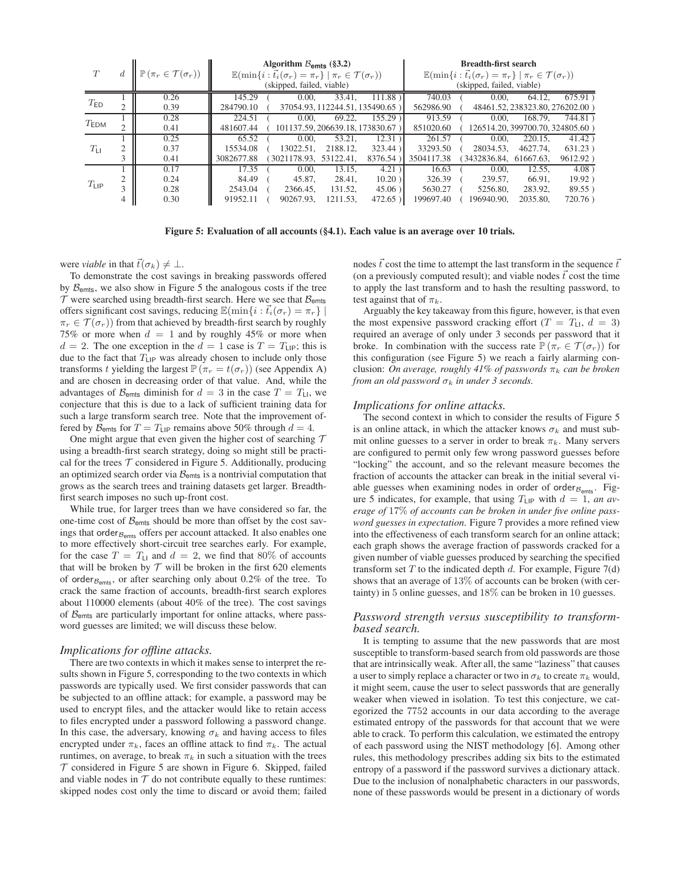| $T$ | $d$ | $\mathbb{P}(\pi_r \in \mathcal{T}(\sigma_r))$ | Algorithm $\mathcal{B}_{\mathsf{emts}}$ (§3.2) $\mathbb{E}(\min\{i : \vec{t}_i(\sigma_r) = \pi_r\} \mid \pi_r \in \mathcal{T}(\sigma_r))$ (skipped, failed, viable) | | Breadth-first search $\mathbb{E}(\min\{i : \vec{t}_i(\sigma_r) = \pi_r\} \mid \pi_r \in \mathcal{T}(\sigma_r))$ (skipped, failed, viable) | |
|---|---|---|---|---|---|---|
| $T_{\mathsf{ED}}$ | 1 | 0.26 | 145.29 | ( 0.00, 33.41, 111.88 ) | 740.03 | ( 0.00, 64.12, 675.91 ) |
| | 2 | 0.39 | 284790.10 | ( 37054.93, 112244.51, 135490.65 ) | 562986.90 | ( 48461.52, 238323.80, 276202.00 ) |
| $T_{\mathsf{EDM}}$ | 1 | 0.28 | 224.51 | ( 0.00, 69.22, 155.29 ) | 913.59 | ( 0.00, 168.79, 744.81 ) |
| | 2 | 0.41 | 481607.44 | ( 101137.59, 206639.18, 173830.67 ) | 851020.60 | ( 126514.20, 399700.70, 324805.60 ) |
| $T_{\mathsf{LI}}$ | 1 | 0.25 | 65.52 | ( 0.00, 53.21, 12.31 ) | 261.57 | ( 0.00, 220.15, 41.42 ) |
| | 2 | 0.37 | 15534.08 | ( 13022.51, 2188.12, 323.44 ) | 33293.50 | ( 28034.53, 4627.74, 631.23 ) |
| | 3 | 0.41 | 3082677.88 | ( 3021178.93, 53122.41, 8376.54 ) | 3504117.38 | ( 3432836.84, 61667.63, 9612.92 ) |
| $T_{\mathsf{LIP}}$ | 1 | 0.17 | 17.35 | ( 0.00, 13.15, 4.21 ) | 16.63 | ( 0.00, 12.55, 4.08 ) |
| | 2 | 0.24 | 84.49 | ( 45.87, 28.41, 10.20 ) | 326.39 | ( 239.57, 66.91, 19.92 ) |
| | 3 | 0.28 | 2543.04 | ( 2366.45, 131.52, 45.06 ) | 5630.27 | ( 5256.80, 283.92, 89.55 ) |
| | 4 | 0.30 | 91952.11 | ( 90267.93, 1211.53, 472.65 ) | 199697.40 | ( 196940.90, 2035.80, 720.76 ) |

**Figure 5: Evaluation of all accounts (§4.1). Each value is an average over 10 trials.**

were *viable* in that $\vec{t}(\sigma_k) \neq \perp$.

To demonstrate the cost savings in breaking passwords offered by $\mathcal{B}_{\mathsf{emts}}$, we also show in Figure 5 the analogous costs if the tree $\mathcal{T}$ were searched using breadth-first search. Here we see that $\mathcal{B}_{\mathsf{emts}}$ offers significant cost savings, reducing $\mathbb{E}(\min\{i : \vec{t}_i(\sigma_r) = \pi_r\} \mid \pi_r \in \mathcal{T}(\sigma_r))$ from that achieved by breadth-first search by roughly 75% or more when $d = 1$ and by roughly 45% or more when $d = 2$. The one exception in the $d = 1$ case is $T = T_{\mathsf{LIP}}$; this is due to the fact that $T_{\mathsf{LIP}}$ was already chosen to include only those transforms $t$ yielding the largest $\mathbb{P}(\pi_r = t(\sigma_r))$ (see Appendix A) and are chosen in decreasing order of that value. And, while the advantages of $\mathcal{B}_{\mathsf{emts}}$ diminish for $d = 3$ in the case $T = T_{\mathsf{LI}}$, we conjecture that this is due to a lack of sufficient training data for such a large transform search tree. Note that the improvement offered by $\mathcal{B}_{\mathsf{emts}}$ for $T = T_{\mathsf{LIP}}$ remains above 50% through $d = 4$.

One might argue that even given the higher cost of searching $\mathcal{T}$ using a breadth-first search strategy, doing so might still be practical for the trees $\mathcal{T}$ considered in Figure 5. Additionally, producing an optimized search order via $\mathcal{B}_{\mathsf{emts}}$ is a nontrivial computation that grows as the search trees and training datasets get larger. Breadth-first search imposes no such up-front cost.

While true, for larger trees than we have considered so far, the one-time cost of $\mathcal{B}_{\mathsf{emts}}$ should be more than offset by the cost savings that $\mathsf{order}_{\mathcal{B}_{\mathsf{emts}}}$ offers per account attacked. It also enables one to more effectively short-circuit tree searches early. For example, for the case $T = T_{\mathsf{LI}}$ and $d = 2$, we find that 80% of accounts that will be broken by $\mathcal{T}$ will be broken in the first 620 elements of $\mathsf{order}_{\mathcal{B}_{\mathsf{emts}}}$, or after searching only about 0.2% of the tree. To crack the same fraction of accounts, breadth-first search explores about 110000 elements (about 40% of the tree). The cost savings of $\mathcal{B}_{\mathsf{emts}}$ are particularly important for online attacks, where password guesses are limited; we will discuss these below.

### *Implications for offline attacks.*

There are two contexts in which it makes sense to interpret the results shown in Figure 5, corresponding to the two contexts in which passwords are typically used. We first consider passwords that can be subjected to an offline attack; for example, a password may be used to encrypt files, and the attacker would like to retain access to files encrypted under a password following a password change. In this case, the adversary, knowing $\sigma_k$ and having access to files encrypted under $\pi_k$, faces an offline attack to find $\pi_k$. The actual runtimes, on average, to break $\pi_k$ in such a situation with the trees $\mathcal{T}$ considered in Figure 5 are shown in Figure 6. Skipped, failed and viable nodes in $\mathcal{T}$ do not contribute equally to these runtimes: skipped nodes cost only the time to discard or avoid them; failed nodes $\vec{t}$ cost the time to attempt the last transform in the sequence $\vec{t}$ (on a previously computed result); and viable nodes $\vec{t}$ cost the time to apply the last transform and to hash the resulting password, to test against that of $\pi_k$.

Arguably the key takeaway from this figure, however, is that even the most expensive password cracking effort ($T = T_{\mathsf{LI}}$, $d = 3$) required an average of only under 3 seconds per password that it broke. In combination with the success rate $\mathbb{P}(\pi_r \in \mathcal{T}(\sigma_r))$ for this configuration (see Figure 5) we reach a fairly alarming conclusion: *On average, roughly 41% of passwords $\pi_k$ can be broken from an old password $\sigma_k$ in under 3 seconds.*

### *Implications for online attacks.*

The second context in which to consider the results of Figure 5 is an online attack, in which the attacker knows $\sigma_k$ and must submit online guesses to a server in order to break $\pi_k$. Many servers are configured to permit only few wrong password guesses before "locking" the account, and so the relevant measure becomes the fraction of accounts the attacker can break in the initial several viable guesses when examining nodes in order of $\mathsf{order}_{\mathcal{B}_{\mathsf{emts}}}$. Figure 5 indicates, for example, that using $T_{\mathsf{LIP}}$ with $d = 1$, *an average of 17% of accounts can be broken in under five online password guesses in expectation.* Figure 7 provides a more refined view into the effectiveness of each transform search for an online attack; each graph shows the average fraction of passwords cracked for a given number of viable guesses produced by searching the specified transform set $T$ to the indicated depth $d$. For example, Figure 7(d) shows that an average of 13% of accounts can be broken (with certainty) in 5 online guesses, and 18% can be broken in 10 guesses.

### *Password strength versus susceptibility to transform-based search.*

It is tempting to assume that the new passwords that are most susceptible to transform-based search from old passwords are those that are intrinsically weak. After all, the same "laziness" that causes a user to simply replace a character or two in $\sigma_k$ to create $\pi_k$ would, it might seem, cause the user to select passwords that are generally weaker when viewed in isolation. To test this conjecture, we categorized the 7752 accounts in our data according to the average estimated entropy of the passwords for that account that we were able to crack. To perform this calculation, we estimated the entropy of each password using the NIST methodology [6]. Among other rules, this methodology prescribes adding six bits to the estimated entropy of a password if the password survives a dictionary attack. Due to the inclusion of nonalphabetic characters in our passwords, none of these passwords would be present in a dictionary of words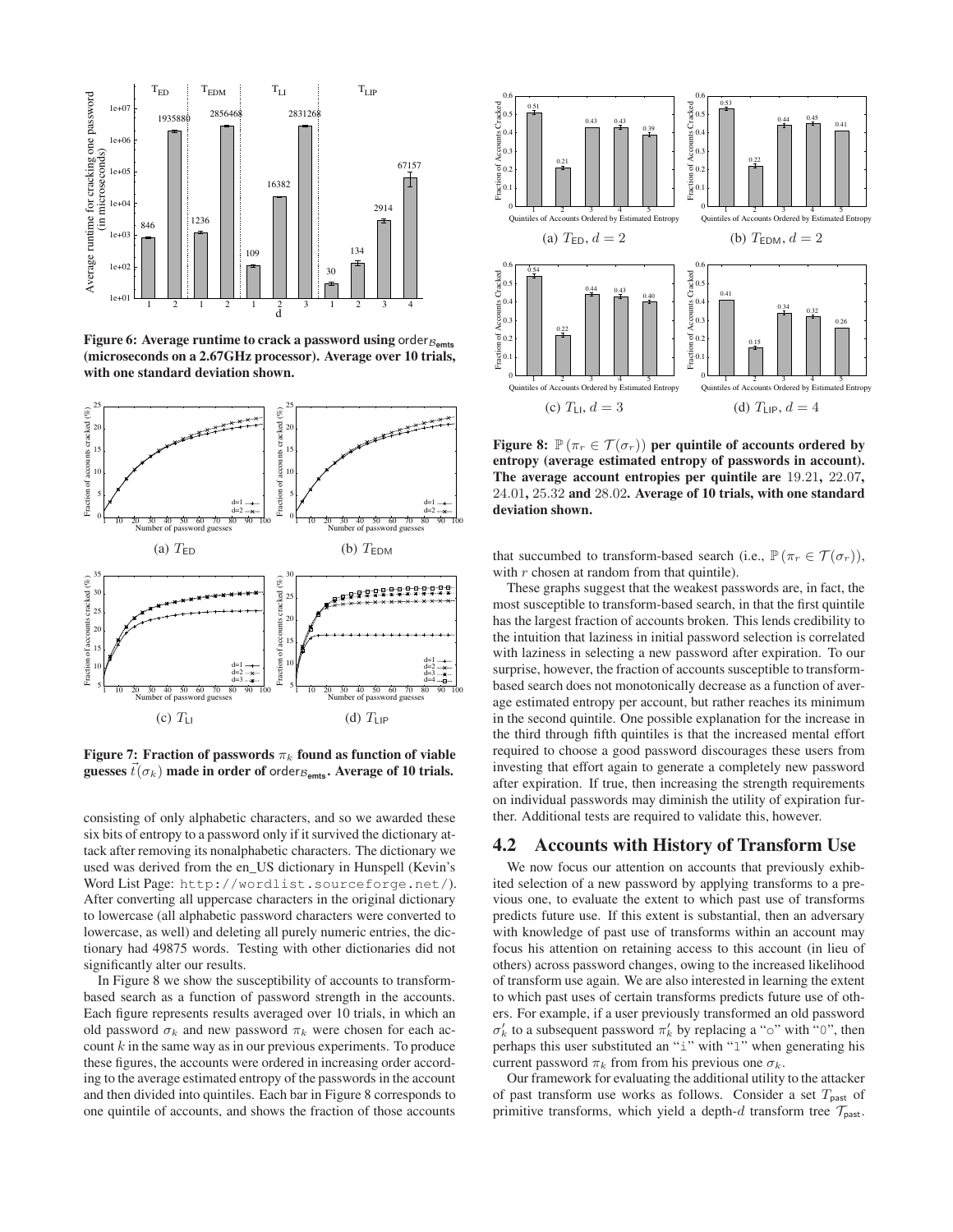**Figure 6: Average runtime to crack a password using $\text{order}_{\mathcal{B}_{\text{emts}}}$ (microseconds on a 2.67GHz processor). Average over 10 trials, with one standard deviation shown.**

**Figure 7: Fraction of passwords $\pi_k$ found as function of viable guesses $\vec{t}(\sigma_k)$ made in order of $\text{order}_{\mathcal{B}_{\text{emts}}}$. Average of 10 trials.**

consisting of only alphabetic characters, and so we awarded these six bits of entropy to a password only if it survived the dictionary attack after removing its nonalphabetic characters. The dictionary we used was derived from the en_US dictionary in Hunspell (Kevin's Word List Page: `http://wordlist.sourceforge.net/`). After converting all uppercase characters in the original dictionary to lowercase (all alphabetic password characters were converted to lowercase, as well) and deleting all purely numeric entries, the dictionary had 49875 words. Testing with other dictionaries did not significantly alter our results.

In Figure 8 we show the susceptibility of accounts to transform-based search as a function of password strength in the accounts. Each figure represents results averaged over 10 trials, in which an old password $\sigma_k$ and new password $\pi_k$ were chosen for each account $k$ in the same way as in our previous experiments. To produce these figures, the accounts were ordered in increasing order according to the average estimated entropy of the passwords in the account and then divided into quintiles. Each bar in Figure 8 corresponds to one quintile of accounts, and shows the fraction of those accounts that succumbed to transform-based search (i.e., $\mathbb{P}(\pi_r \in \mathcal{T}(\sigma_r))$, with $r$ chosen at random from that quintile).

**Figure 8: $\mathbb{P}(\pi_r \in \mathcal{T}(\sigma_r))$ per quintile of accounts ordered by entropy (average estimated entropy of passwords in account). The average account entropies per quintile are 19.21, 22.07, 24.01, 25.32 and 28.02. Average of 10 trials, with one standard deviation shown.**

These graphs suggest that the weakest passwords are, in fact, the most susceptible to transform-based search, in that the first quintile has the largest fraction of accounts broken. This lends credibility to the intuition that laziness in initial password selection is correlated with laziness in selecting a new password after expiration. To our surprise, however, the fraction of accounts susceptible to transform-based search does not monotonically decrease as a function of average estimated entropy per account, but rather reaches its minimum in the second quintile. One possible explanation for the increase in the third through fifth quintiles is that the increased mental effort required to choose a good password discourages these users from investing that effort again to generate a completely new password after expiration. If true, then increasing the strength requirements on individual passwords may diminish the utility of expiration further. Additional tests are required to validate this, however.

## 4.2 Accounts with History of Transform Use

We now focus our attention on accounts that previously exhibited selection of a new password by applying transforms to a previous one, to evaluate the extent to which past use of transforms predicts future use. If this extent is substantial, then an adversary with knowledge of past use of transforms within an account may focus his attention on retaining access to this account (in lieu of others) across password changes, owing to the increased likelihood of transform use again. We are also interested in learning the extent to which past uses of certain transforms predicts future use of others. For example, if a user previously transformed an old password $\sigma'_k$ to a subsequent password $\pi'_k$ by replacing a "o" with "0", then perhaps this user substituted an "i" with "1" when generating his current password $\pi_k$ from from his previous one $\sigma_k$.

Our framework for evaluating the additional utility to the attacker of past transform use works as follows. Consider a set $T_{\text{past}}$ of primitive transforms, which yield a depth-$d$ transform tree $\mathcal{T}_{\text{past}}$.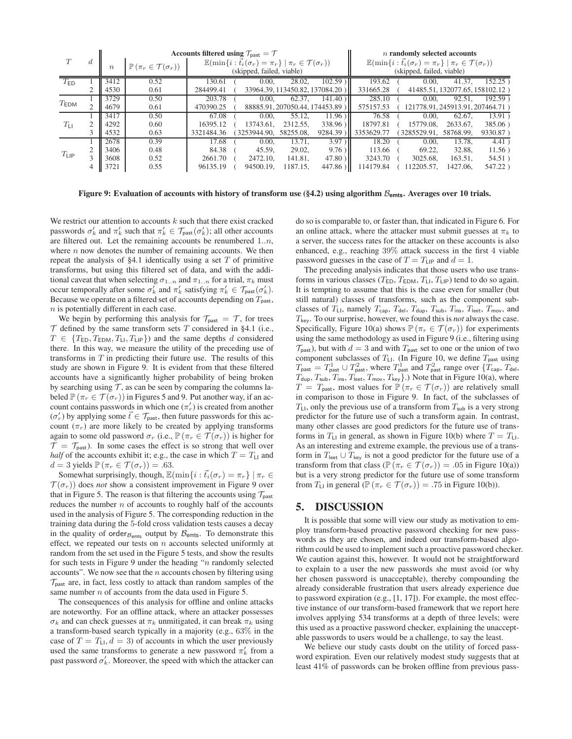| $T$ | $d$ | Accounts filtered using $\mathcal{T}_{\text{past}} = \mathcal{T}$ | | | $n$ randomly selected accounts |
|---|---|---|---|---|---|
| | | $n$ | $\mathbb{P}(\pi_r \in \mathcal{T}(\sigma_r))$ | $\mathbb{E}(\min\{i : \vec{t}_i(\sigma_r) = \pi_r\} \mid \pi_r \in \mathcal{T}(\sigma_r))$ (skipped, failed, viable) | $\mathbb{E}(\min\{i : \vec{t}_i(\sigma_r) = \pi_r\} \mid \pi_r \in \mathcal{T}(\sigma_r))$ (skipped, failed, viable) |
| $T_{\text{ED}}$ | 1 | 3412 | 0.52 | 130.61 ( 0.00, 28.02, 102.59 ) | 193.62 ( 0.00, 41.37, 152.25 ) |
| | 2 | 4530 | 0.61 | 284499.41 ( 33964.39, 113450.82, 137084.20 ) | 331665.28 ( 41485.51, 132077.65, 158102.12 ) |
| $T_{\text{EDM}}$ | 1 | 3729 | 0.50 | 203.78 ( 0.00, 62.37, 141.40 ) | 285.10 ( 0.00, 92.51, 192.59 ) |
| | 2 | 4679 | 0.61 | 470390.25 ( 88885.91, 207050.44, 174453.89 ) | 575157.53 ( 121778.91, 245913.91, 207464.71 ) |
| $T_{\text{LI}}$ | 1 | 3417 | 0.50 | 67.08 ( 0.00, 55.12, 11.96 ) | 76.58 ( 0.00, 62.67, 13.91 ) |
| | 2 | 4292 | 0.60 | 16395.12 ( 13743.61, 2312.55, 338.96 ) | 18797.81 ( 15779.08, 2633.67, 385.06 ) |
| | 3 | 4532 | 0.63 | 3321484.36 ( 3253944.90, 58255.08, 9284.39 ) | 3353629.77 ( 3285529.91, 58768.99, 9330.87 ) |
| $T_{\text{LIP}}$ | 1 | 2678 | 0.39 | 17.68 ( 0.00, 13.71, 3.97 ) | 18.20 ( 0.00, 13.78, 4.41 ) |
| | 2 | 3406 | 0.48 | 84.38 ( 45.59, 29.02, 9.76 ) | 113.66 ( 69.22, 32.88, 11.56 ) |
| | 3 | 3608 | 0.52 | 2661.70 ( 2472.10, 141.81, 47.80 ) | 3243.70 ( 3025.68, 163.51, 54.51 ) |
| | 4 | 3721 | 0.55 | 96135.19 ( 94500.19, 1187.15, 447.86 ) | 114179.84 ( 112205.57, 1427.06, 547.22 ) |

**Figure 9: Evaluation of accounts with history of transform use (§4.2) using algorithm $\mathcal{B}_{\text{emts}}$. Averages over 10 trials.**

We restrict our attention to accounts $k$ such that there exist cracked passwords $\sigma'_k$ and $\pi'_k$ such that $\pi'_k \in \mathcal{T}_{\text{past}}(\sigma'_k)$; all other accounts are filtered out. Let the remaining accounts be renumbered $1..n$, where $n$ now denotes the number of remaining accounts. We then repeat the analysis of §4.1 identically using a set $T$ of primitive transforms, but using this filtered set of data, and with the additional caveat that when selecting $\sigma_{1..n}$ and $\pi_{1..n}$ for a trial, $\pi_k$ must occur temporally after some $\sigma'_k$ and $\pi'_k$ satisfying $\pi'_k \in \mathcal{T}_{\text{past}}(\sigma'_k)$. Because we operate on a filtered set of accounts depending on $\mathcal{T}_{\text{past}}$, $n$ is potentially different in each case.

We begin by performing this analysis for $\mathcal{T}_{\text{past}} = \mathcal{T}$, for trees $\mathcal{T}$ defined by the same transform sets $T$ considered in §4.1 (i.e., $T \in \{T_{\text{ED}}, T_{\text{EDM}}, T_{\text{LI}}, T_{\text{LIP}}\}$) and the same depths $d$ considered there. In this way, we measure the utility of the preceding use of transforms in $T$ in predicting their future use. The results of this study are shown in Figure 9. It is evident from that these filtered accounts have a significantly higher probability of being broken by searching using $\mathcal{T}$, as can be seen by comparing the columns labeled $\mathbb{P}(\pi_r \in \mathcal{T}(\sigma_r))$ in Figures 5 and 9. Put another way, if an account contains passwords in which one ($\pi'_r$) is created from another ($\sigma'_r$) by applying some $\vec{t} \in \mathcal{T}_{\text{past}}$, then future passwords for this account ($\pi_r$) are more likely to be created by applying transforms again to some old password $\sigma_r$ (i.e., $\mathbb{P}(\pi_r \in \mathcal{T}(\sigma_r))$ is higher for $\mathcal{T} = \mathcal{T}_{\text{past}}$). In some cases the effect is so strong that well over *half* of the accounts exhibit it; e.g., the case in which $T = T_{\text{LI}}$ and $d = 3$ yields $\mathbb{P}(\pi_r \in \mathcal{T}(\sigma_r)) = .63$.

Somewhat surprisingly, though, $\mathbb{E}(\min\{i : \vec{t}_i(\sigma_r) = \pi_r\} \mid \pi_r \in \mathcal{T}(\sigma_r))$ does *not* show a consistent improvement in Figure 9 over that in Figure 5. The reason is that filtering the accounts using $\mathcal{T}_{\text{past}}$ reduces the number $n$ of accounts to roughly half of the accounts used in the analysis of Figure 5. The corresponding reduction in the training data during the 5-fold cross validation tests causes a decay in the quality of $\text{order}_{\mathcal{B}_{\text{emts}}}$ output by $\mathcal{B}_{\text{emts}}$. To demonstrate this effect, we repeated our tests on $n$ accounts selected uniformly at random from the set used in the Figure 5 tests, and show the results for such tests in Figure 9 under the heading "$n$ randomly selected accounts". We now see that the $n$ accounts chosen by filtering using $\mathcal{T}_{\text{past}}$ are, in fact, less costly to attack than random samples of the same number $n$ of accounts from the data used in Figure 5.

The consequences of this analysis for offline and online attacks are noteworthy. For an offline attack, where an attacker possesses $\sigma_k$ and can check guesses at $\pi_k$ unmitigated, it can break $\pi_k$ using a transform-based search typically in a majority (e.g., 63% in the case of $T = T_{\text{LI}}, d = 3$) of accounts in which the user previously used the same transforms to generate a new password $\pi'_k$ from a past password $\sigma'_k$. Moreover, the speed with which the attacker can do so is comparable to, or faster than, that indicated in Figure 6. For an online attack, where the attacker must submit guesses at $\pi_k$ to a server, the success rates for the attacker on these accounts is also enhanced, e.g., reaching 39% attack success in the first 4 viable password guesses in the case of $T = T_{\text{LIP}}$ and $d = 1$.

The preceding analysis indicates that those users who use transforms in various classes ($T_{\text{ED}}$, $T_{\text{EDM}}$, $T_{\text{LI}}$, $T_{\text{LIP}}$) tend to do so again. It is tempting to assume that this is the case even for smaller (but still natural) classes of transforms, such as the component subclasses of $T_{\text{LI}}$, namely $T_{\text{cap}}$, $T_{\text{del}}$, $T_{\text{dup}}$, $T_{\text{sub}}$, $T_{\text{ins}}$, $T_{\text{leet}}$, $T_{\text{mov}}$, and $T_{\text{key}}$. To our surprise, however, we found this is *not* always the case. Specifically, Figure 10(a) shows $\mathbb{P}(\pi_r \in \mathcal{T}(\sigma_r))$ for experiments using the same methodology as used in Figure 9 (i.e., filtering using $\mathcal{T}_{\text{past}}$), but with $d = 3$ and with $T_{\text{past}}$ set to one or the union of two component subclasses of $T_{\text{LI}}$. (In Figure 10, we define $T_{\text{past}}$ using $T_{\text{past}} = T^1_{\text{past}} \cup T^2_{\text{past}}$, where $T^1_{\text{past}}$ and $T^2_{\text{past}}$ range over $\{T_{\text{cap}}, T_{\text{del}}, T_{\text{dup}}, T_{\text{sub}}, T_{\text{ins}}, T_{\text{leet}}, T_{\text{mov}}, T_{\text{key}}\}$.) Note that in Figure 10(a), where $T = T_{\text{past}}$, most values for $\mathbb{P}(\pi_r \in \mathcal{T}(\sigma_r))$ are relatively small in comparison to those in Figure 9. In fact, of the subclasses of $T_{\text{LI}}$, only the previous use of a transform from $T_{\text{sub}}$ is a very strong predictor for the future use of such a transform again. In contrast, many other classes are good predictors for the future use of transforms in $T_{\text{LI}}$ in general, as shown in Figure 10(b) where $T = T_{\text{LI}}$. As an interesting and extreme example, the previous use of a transform in $T_{\text{leet}} \cup T_{\text{key}}$ is not a good predictor for the future use of a transform from that class ($\mathbb{P}(\pi_r \in \mathcal{T}(\sigma_r)) = .05$ in Figure 10(a)) but is a very strong predictor for the future use of some transform from $T_{\text{LI}}$ in general ($\mathbb{P}(\pi_r \in \mathcal{T}(\sigma_r)) = .75$ in Figure 10(b)).

## 5. DISCUSSION

It is possible that some will view our study as motivation to employ transform-based proactive password checking for new passwords as they are chosen, and indeed our transform-based algorithm could be used to implement such a proactive password checker. We caution against this, however. It would not be straightforward to explain to a user the new passwords she must avoid (or why her chosen password is unacceptable), thereby compounding the already considerable frustration that users already experience due to password expiration (e.g., [1, 17]). For example, the most effective instance of our transform-based framework that we report here involves applying 534 transforms at a depth of three levels; were this used as a proactive password checker, explaining the unacceptable passwords to users would be a challenge, to say the least.

We believe our study casts doubt on the utility of forced password expiration. Even our relatively modest study suggests that at least 41% of passwords can be broken offline from previous pass-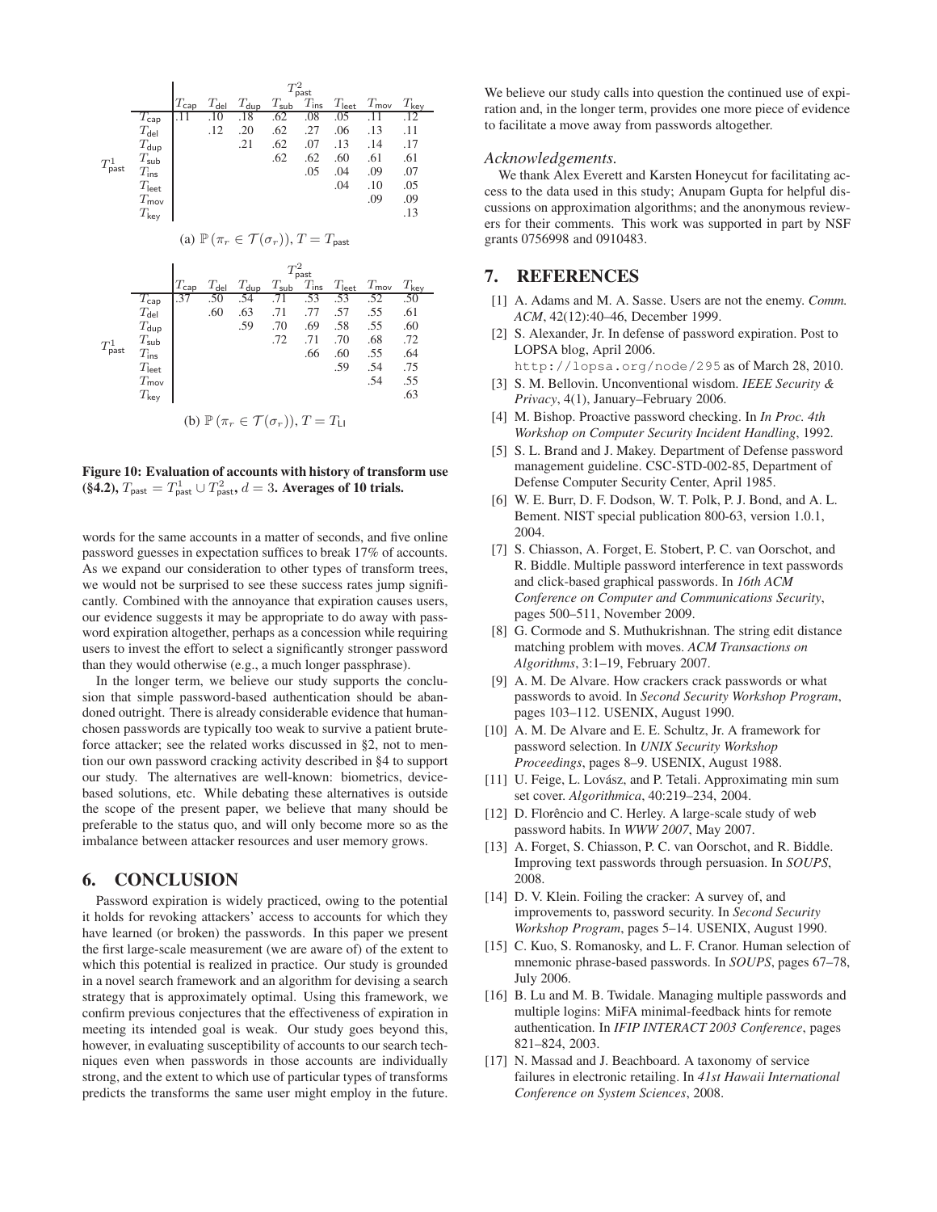|  |  | $T^2_{\text{past}}$ |  |  |  |  |  |  |  |
|---|---|---|---|---|---|---|---|---|---|
|  |  | $T_{\text{cap}}$ | $T_{\text{del}}$ | $T_{\text{dup}}$ | $T_{\text{sub}}$ | $T_{\text{ins}}$ | $T_{\text{leet}}$ | $T_{\text{mov}}$ | $T_{\text{key}}$ |
| $T^1_{\text{past}}$ | $T_{\text{cap}}$ | .11 | .10 | .18 | .62 | .08 | .05 | .11 | .12 |
|  | $T_{\text{del}}$ |  | .12 | .20 | .62 | .27 | .06 | .13 | .11 |
|  | $T_{\text{dup}}$ |  |  | .21 | .62 | .07 | .13 | .14 | .17 |
|  | $T_{\text{sub}}$ |  |  |  | .62 | .62 | .60 | .61 | .61 |
|  | $T_{\text{ins}}$ |  |  |  |  | .05 | .04 | .09 | .07 |
|  | $T_{\text{leet}}$ |  |  |  |  |  | .04 | .10 | .05 |
|  | $T_{\text{mov}}$ |  |  |  |  |  |  | .09 | .09 |
|  | $T_{\text{key}}$ |  |  |  |  |  |  |  | .13 |

(a) $\mathbb{P}(\pi_r \in \mathcal{T}(\sigma_r)), T = T_{\text{past}}$

|  |  | $T^2_{\text{past}}$ |  |  |  |  |  |  |  |
|---|---|---|---|---|---|---|---|---|---|
|  |  | $T_{\text{cap}}$ | $T_{\text{del}}$ | $T_{\text{dup}}$ | $T_{\text{sub}}$ | $T_{\text{ins}}$ | $T_{\text{leet}}$ | $T_{\text{mov}}$ | $T_{\text{key}}$ |
| $T^1_{\text{past}}$ | $T_{\text{cap}}$ | .37 | .50 | .54 | .71 | .53 | .53 | .52 | .50 |
|  | $T_{\text{del}}$ |  | .60 | .63 | .71 | .77 | .57 | .55 | .61 |
|  | $T_{\text{dup}}$ |  |  | .59 | .70 | .69 | .58 | .55 | .60 |
|  | $T_{\text{sub}}$ |  |  |  | .72 | .71 | .70 | .68 | .72 |
|  | $T_{\text{ins}}$ |  |  |  |  | .66 | .60 | .55 | .64 |
|  | $T_{\text{leet}}$ |  |  |  |  |  | .59 | .54 | .75 |
|  | $T_{\text{mov}}$ |  |  |  |  |  |  | .54 | .55 |
|  | $T_{\text{key}}$ |  |  |  |  |  |  |  | .63 |

(b) $\mathbb{P}(\pi_r \in \mathcal{T}(\sigma_r)), T = T_{\text{LI}}$

**Figure 10: Evaluation of accounts with history of transform use (§4.2), $T_{\text{past}} = T^1_{\text{past}} \cup T^2_{\text{past}}$, $d = 3$. Averages of 10 trials.**

words for the same accounts in a matter of seconds, and five online password guesses in expectation suffices to break 17% of accounts. As we expand our consideration to other types of transform trees, we would not be surprised to see these success rates jump significantly. Combined with the annoyance that expiration causes users, our evidence suggests it may be appropriate to do away with password expiration altogether, perhaps as a concession while requiring users to invest the effort to select a significantly stronger password than they would otherwise (e.g., a much longer passphrase).

In the longer term, we believe our study supports the conclusion that simple password-based authentication should be abandoned outright. There is already considerable evidence that human-chosen passwords are typically too weak to survive a patient brute-force attacker; see the related works discussed in §2, not to mention our own password cracking activity described in §4 to support our study. The alternatives are well-known: biometrics, device-based solutions, etc. While debating these alternatives is outside the scope of the present paper, we believe that many should be preferable to the status quo, and will only become more so as the imbalance between attacker resources and user memory grows.

## 6. CONCLUSION

Password expiration is widely practiced, owing to the potential it holds for revoking attackers' access to accounts for which they have learned (or broken) the passwords. In this paper we present the first large-scale measurement (we are aware of) of the extent to which this potential is realized in practice. Our study is grounded in a novel search framework and an algorithm for devising a search strategy that is approximately optimal. Using this framework, we confirm previous conjectures that the effectiveness of expiration in meeting its intended goal is weak. Our study goes beyond this, however, in evaluating susceptibility of accounts to our search techniques even when passwords in those accounts are individually strong, and the extent to which use of particular types of transforms predicts the transforms the same user might employ in the future.

We believe our study calls into question the continued use of expiration and, in the longer term, provides one more piece of evidence to facilitate a move away from passwords altogether.

### *Acknowledgements.*

We thank Alex Everett and Karsten Honeycut for facilitating access to the data used in this study; Anupam Gupta for helpful discussions on approximation algorithms; and the anonymous reviewers for their comments. This work was supported in part by NSF grants 0756998 and 0910483.

## 7. REFERENCES

[1] A. Adams and M. A. Sasse. Users are not the enemy. *Comm. ACM*, 42(12):40–46, December 1999.

[2] S. Alexander, Jr. In defense of password expiration. Post to LOPSA blog, April 2006. `http://lopsa.org/node/295` as of March 28, 2010.

[3] S. M. Bellovin. Unconventional wisdom. *IEEE Security & Privacy*, 4(1), January–February 2006.

[4] M. Bishop. Proactive password checking. In *In Proc. 4th Workshop on Computer Security Incident Handling*, 1992.

[5] S. L. Brand and J. Makey. Department of Defense password management guideline. CSC-STD-002-85, Department of Defense Computer Security Center, April 1985.

[6] W. E. Burr, D. F. Dodson, W. T. Polk, P. J. Bond, and A. L. Bement. NIST special publication 800-63, version 1.0.1, 2004.

[7] S. Chiasson, A. Forget, E. Stobert, P. C. van Oorschot, and R. Biddle. Multiple password interference in text passwords and click-based graphical passwords. In *16th ACM Conference on Computer and Communications Security*, pages 500–511, November 2009.

[8] G. Cormode and S. Muthukrishnan. The string edit distance matching problem with moves. *ACM Transactions on Algorithms*, 3:1–19, February 2007.

[9] A. M. De Alvare. How crackers crack passwords or what passwords to avoid. In *Second Security Workshop Program*, pages 103–112. USENIX, August 1990.

[10] A. M. De Alvare and E. E. Schultz, Jr. A framework for password selection. In *UNIX Security Workshop Proceedings*, pages 8–9. USENIX, August 1988.

[11] U. Feige, L. Lovász, and P. Tetali. Approximating min sum set cover. *Algorithmica*, 40:219–234, 2004.

[12] D. Florêncio and C. Herley. A large-scale study of web password habits. In *WWW 2007*, May 2007.

[13] A. Forget, S. Chiasson, P. C. van Oorschot, and R. Biddle. Improving text passwords through persuasion. In *SOUPS*, 2008.

[14] D. V. Klein. Foiling the cracker: A survey of, and improvements to, password security. In *Second Security Workshop Program*, pages 5–14. USENIX, August 1990.

[15] C. Kuo, S. Romanosky, and L. F. Cranor. Human selection of mnemonic phrase-based passwords. In *SOUPS*, pages 67–78, July 2006.

[16] B. Lu and M. B. Twidale. Managing multiple passwords and multiple logins: MiFA minimal-feedback hints for remote authentication. In *IFIP INTERACT 2003 Conference*, pages 821–824, 2003.

[17] N. Massad and J. Beachboard. A taxonomy of service failures in electronic retailing. In *41st Hawaii International Conference on System Sciences*, 2008.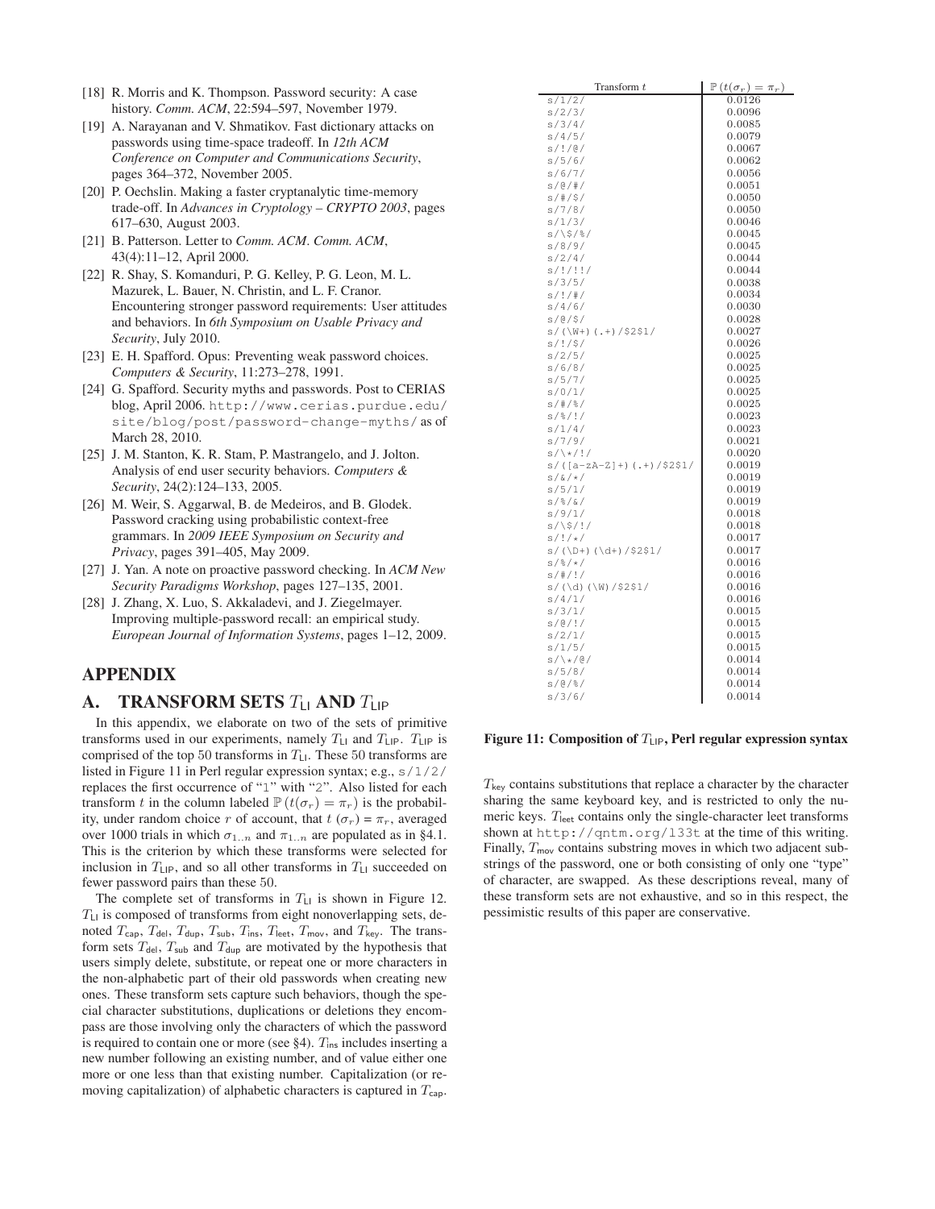[18] R. Morris and K. Thompson. Password security: A case history. *Comm. ACM*, 22:594–597, November 1979.

[19] A. Narayanan and V. Shmatikov. Fast dictionary attacks on passwords using time-space tradeoff. In *12th ACM Conference on Computer and Communications Security*, pages 364–372, November 2005.

[20] P. Oechslin. Making a faster cryptanalytic time-memory trade-off. In *Advances in Cryptology – CRYPTO 2003*, pages 617–630, August 2003.

[21] B. Patterson. Letter to *Comm. ACM*. *Comm. ACM*, 43(4):11–12, April 2000.

[22] R. Shay, S. Komanduri, P. G. Kelley, P. G. Leon, M. L. Mazurek, L. Bauer, N. Christin, and L. F. Cranor. Encountering stronger password requirements: User attitudes and behaviors. In *6th Symposium on Usable Privacy and Security*, July 2010.

[23] E. H. Spafford. Opus: Preventing weak password choices. *Computers & Security*, 11:273–278, 1991.

[24] G. Spafford. Security myths and passwords. Post to CERIAS blog, April 2006. `http://www.cerias.purdue.edu/site/blog/post/password-change-myths/` as of March 28, 2010.

[25] J. M. Stanton, K. R. Stam, P. Mastrangelo, and J. Jolton. Analysis of end user security behaviors. *Computers & Security*, 24(2):124–133, 2005.

[26] M. Weir, S. Aggarwal, B. de Medeiros, and B. Glodek. Password cracking using probabilistic context-free grammars. In *2009 IEEE Symposium on Security and Privacy*, pages 391–405, May 2009.

[27] J. Yan. A note on proactive password checking. In *ACM New Security Paradigms Workshop*, pages 127–135, 2001.

[28] J. Zhang, X. Luo, S. Akkaladevi, and J. Ziegelmayer. Improving multiple-password recall: an empirical study. *European Journal of Information Systems*, pages 1–12, 2009.

# APPENDIX

## A. TRANSFORM SETS $T_{\mathsf{LI}}$ AND $T_{\mathsf{LIP}}$

In this appendix, we elaborate on two of the sets of primitive transforms used in our experiments, namely $T_{\mathsf{LI}}$ and $T_{\mathsf{LIP}}$. $T_{\mathsf{LIP}}$ is comprised of the top 50 transforms in $T_{\mathsf{LI}}$. These 50 transforms are listed in Figure 11 in Perl regular expression syntax; e.g., `s/1/2/` replaces the first occurrence of "`1`" with "`2`". Also listed for each transform $t$ in the column labeled $\mathbb{P}\left(t(\sigma_r) = \pi_r\right)$ is the probability, under random choice $r$ of account, that $t\ (\sigma_r) = \pi_r$, averaged over 1000 trials in which $\sigma_{1..n}$ and $\pi_{1..n}$ are populated as in §4.1. This is the criterion by which these transforms were selected for inclusion in $T_{\mathsf{LIP}}$, and so all other transforms in $T_{\mathsf{LI}}$ succeeded on fewer password pairs than these 50.

The complete set of transforms in $T_{\mathsf{LI}}$ is shown in Figure 12. $T_{\mathsf{LI}}$ is composed of transforms from eight nonoverlapping sets, denoted $T_{\mathsf{cap}}$, $T_{\mathsf{del}}$, $T_{\mathsf{dup}}$, $T_{\mathsf{sub}}$, $T_{\mathsf{ins}}$, $T_{\mathsf{leet}}$, $T_{\mathsf{mov}}$, and $T_{\mathsf{key}}$. The transform sets $T_{\mathsf{del}}$, $T_{\mathsf{sub}}$ and $T_{\mathsf{dup}}$ are motivated by the hypothesis that users simply delete, substitute, or repeat one or more characters in the non-alphabetic part of their old passwords when creating new ones. These transform sets capture such behaviors, though the special character substitutions, duplications or deletions they encompass are those involving only the characters of which the password is required to contain one or more (see §4). $T_{\mathsf{ins}}$ includes inserting a new number following an existing number, and of value either one more or one less than that existing number. Capitalization (or removing capitalization) of alphabetic characters is captured in $T_{\mathsf{cap}}$.

| Transform $t$ | $\mathbb{P}\left(t(\sigma_r) = \pi_r\right)$ |
|---|---|
| `s/1/2/` | 0.0126 |
| `s/2/3/` | 0.0096 |
| `s/3/4/` | 0.0085 |
| `s/4/5/` | 0.0079 |
| `s/!/@/` | 0.0067 |
| `s/5/6/` | 0.0062 |
| `s/6/7/` | 0.0056 |
| `s/@/#/` | 0.0051 |
| `s/#/$/` | 0.0050 |
| `s/7/8/` | 0.0050 |
| `s/1/3/` | 0.0046 |
| `s/\$/%/` | 0.0045 |
| `s/8/9/` | 0.0045 |
| `s/2/4/` | 0.0044 |
| `s/!/!!/` | 0.0044 |
| `s/3/5/` | 0.0038 |
| `s/!/#/` | 0.0034 |
| `s/4/6/` | 0.0030 |
| `s/@/$/` | 0.0028 |
| `s/(\W+)(.+)/$2$1/` | 0.0027 |
| `s/!/$/` | 0.0026 |
| `s/2/5/` | 0.0025 |
| `s/6/8/` | 0.0025 |
| `s/5/7/` | 0.0025 |
| `s/0/1/` | 0.0025 |
| `s/#/%/` | 0.0025 |
| `s/%/!/` | 0.0023 |
| `s/1/4/` | 0.0023 |
| `s/7/9/` | 0.0021 |
| `s/\*/!/` | 0.0020 |
| `s/([a-zA-Z]+)(.+)/$2$1/` | 0.0019 |
| `s/&/*/` | 0.0019 |
| `s/5/1/` | 0.0019 |
| `s/%/&/` | 0.0019 |
| `s/9/1/` | 0.0018 |
| `s/\$/!/` | 0.0018 |
| `s/!/*/` | 0.0017 |
| `s/(\D+)(\d+)/$2$1/` | 0.0017 |
| `s/%/*/` | 0.0016 |
| `s/#/!/` | 0.0016 |
| `s/(\d)(\W)/$2$1/` | 0.0016 |
| `s/4/1/` | 0.0016 |
| `s/3/1/` | 0.0015 |
| `s/@/!/` | 0.0015 |
| `s/2/1/` | 0.0015 |
| `s/1/5/` | 0.0015 |
| `s/\*/@/` | 0.0014 |
| `s/5/8/` | 0.0014 |
| `s/@/%/` | 0.0014 |
| `s/3/6/` | 0.0014 |

**Figure 11: Composition of $T_{\mathsf{LIP}}$, Perl regular expression syntax**

$T_{\mathsf{key}}$ contains substitutions that replace a character by the character sharing the same keyboard key, and is restricted to only the numeric keys. $T_{\mathsf{leet}}$ contains only the single-character leet transforms shown at `http://qntm.org/l33t` at the time of this writing. Finally, $T_{\mathsf{mov}}$ contains substring moves in which two adjacent substrings of the password, one or both consisting of only one "type" of character, are swapped. As these descriptions reveal, many of these transform sets are not exhaustive, and so in this respect, the pessimistic results of this paper are conservative.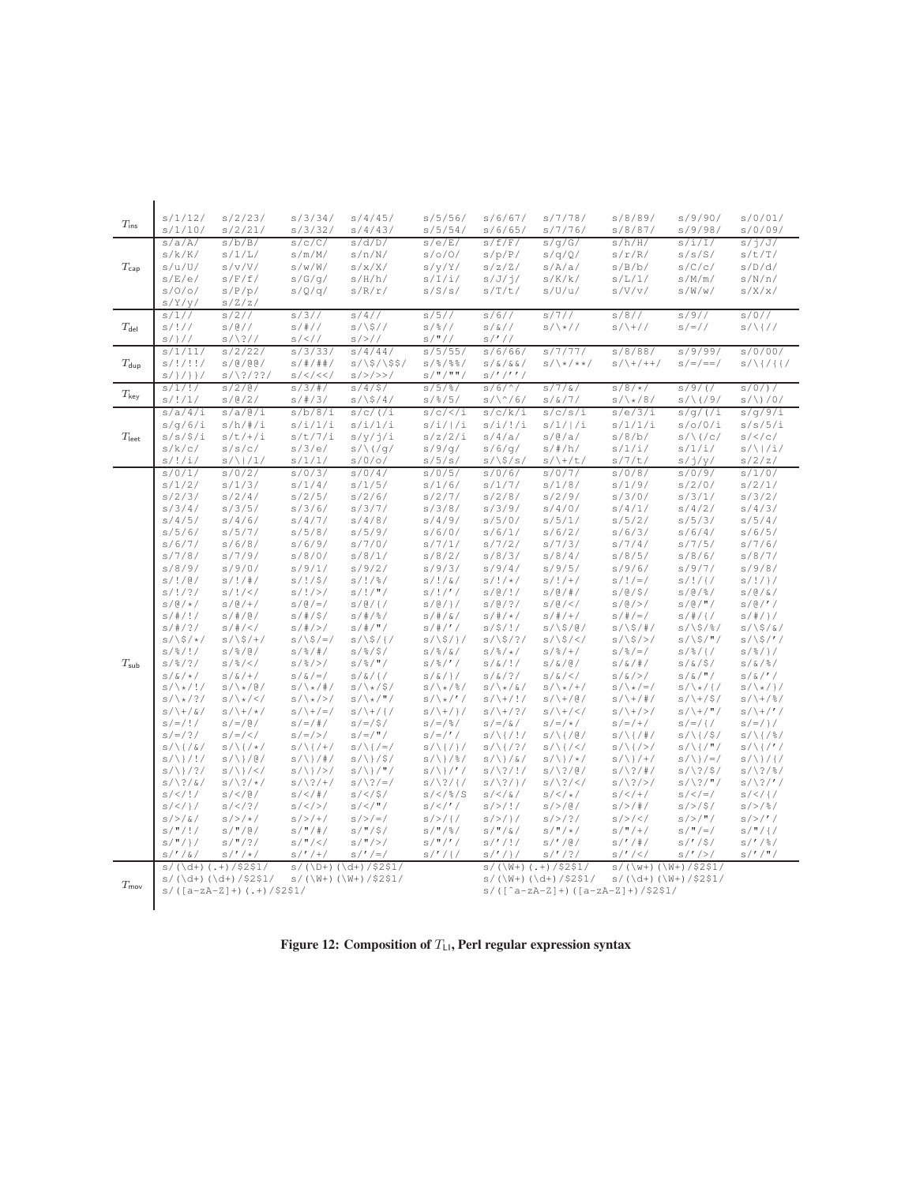| | | | | | | | | | | |
|---|---|---|---|---|---|---|---|---|---|---|
| $T_{ins}$ | s/1/12/ | s/2/23/ | s/3/34/ | s/4/45/ | s/5/56/ | s/6/67/ | s/7/78/ | s/8/89/ | s/9/90/ | s/0/01/ |
| | s/1/10/ | s/2/21/ | s/3/32/ | s/4/43/ | s/5/54/ | s/6/65/ | s/7/76/ | s/8/87/ | s/9/98/ | s/0/09/ |
| $T_{cap}$ | s/a/A/ | s/b/B/ | s/c/C/ | s/d/D/ | s/e/E/ | s/f/F/ | s/g/G/ | s/h/H/ | s/i/I/ | s/j/J/ |
| | s/k/K/ | s/l/L/ | s/m/M/ | s/n/N/ | s/o/O/ | s/p/P/ | s/q/Q/ | s/r/R/ | s/s/S/ | s/t/T/ |
| | s/u/U/ | s/v/V/ | s/w/W/ | s/x/X/ | s/y/Y/ | s/z/Z/ | s/A/a/ | s/B/b/ | s/C/c/ | s/D/d/ |
| | s/E/e/ | s/F/f/ | s/G/g/ | s/H/h/ | s/I/i/ | s/J/j/ | s/K/k/ | s/L/l/ | s/M/m/ | s/N/n/ |
| | s/O/o/ | s/P/p/ | s/Q/q/ | s/R/r/ | s/S/s/ | s/T/t/ | s/U/u/ | s/V/v/ | s/W/w/ | s/X/x/ |
| | s/Y/y/ | s/Z/z/ | | | | | | | | |
| $T_{del}$ | s/1// | s/2// | s/3// | s/4// | s/5// | s/6// | s/7// | s/8// | s/9// | s/0// |
| | s/!// | s/@// | s/#// | s/\$// | s/%// | s/&// | s/\*// | s/\+// | s/=// | s/\{// |
| | s/}// | s/\?// | s/<// | s/>// | s/"// | s/'// | | | | |
| $T_{dup}$ | s/1/11/ | s/2/22/ | s/3/33/ | s/4/44/ | s/5/55/ | s/6/66/ | s/7/77/ | s/8/88/ | s/9/99/ | s/0/00/ |
| | s/!/!!/ | s/@/@@/ | s/#/##/ | s/\$/\$$/ | s/%/%%/ | s/&/&&/ | s/\*/**/ | s/\+/++/ | s/=/==/ | s/\{/{{/ |
| | s/}/}}/ | s/\?/??/ | s/</<</ | s/>/>>/ | s/"/""/ | s/'/''/ | | | | |
| $T_{key}$ | s/1/!/ | s/2/@/ | s/3/#/ | s/4/$/ | s/5/%/ | s/6/^/ | s/7/&/ | s/8/*/ | s/9/(/ | s/0/)/ |
| | s/!/1/ | s/@/2/ | s/#/3/ | s/\$/4/ | s/%/5/ | s/\^/6/ | s/&/7/ | s/\*/8/ | s/\(/9/ | s/\)/0/ |
| $T_{leet}$ | s/a/4/i | s/a/@/i | s/b/8/i | s/c/(/i | s/c/</i | s/c/k/i | s/c/s/i | s/e/3/i | s/g/(/i | s/g/9/i |
| | s/g/6/i | s/h/#/i | s/i/1/i | s/i/1/i | s/i/\|/i | s/i/!/i | s/l/\|/i | s/l/1/i | s/o/0/i | s/s/5/i |
| | s/s/$/i | s/t/+/i | s/t/7/i | s/y/j/i | s/z/2/i | s/4/a/ | s/@/a/ | s/8/b/ | s/\(/c/ | s/</c/ |
| | s/k/c/ | s/s/c/ | s/3/e/ | s/\(/g/ | s/9/g/ | s/6/g/ | s/#/h/ | s/1/i/ | s/1/i/ | s/\\|/i/ |
| | s/!/i/ | s/\\|/1/ | s/1/l/ | s/0/o/ | s/5/s/ | s/\$/s/ | s/\+/t/ | s/7/t/ | s/j/y/ | s/2/z/ |
| $T_{sub}$ | s/0/1/ | s/0/2/ | s/0/3/ | s/0/4/ | s/0/5/ | s/0/6/ | s/0/7/ | s/0/8/ | s/0/9/ | s/1/0/ |
| | s/1/2/ | s/1/3/ | s/1/4/ | s/1/5/ | s/1/6/ | s/1/7/ | s/1/8/ | s/1/9/ | s/2/0/ | s/2/1/ |
| | s/2/3/ | s/2/4/ | s/2/5/ | s/2/6/ | s/2/7/ | s/2/8/ | s/2/9/ | s/3/0/ | s/3/1/ | s/3/2/ |
| | s/3/4/ | s/3/5/ | s/3/6/ | s/3/7/ | s/3/8/ | s/3/9/ | s/4/0/ | s/4/1/ | s/4/2/ | s/4/3/ |
| | s/4/5/ | s/4/6/ | s/4/7/ | s/4/8/ | s/4/9/ | s/5/0/ | s/5/1/ | s/5/2/ | s/5/3/ | s/5/4/ |
| | s/5/6/ | s/5/7/ | s/5/8/ | s/5/9/ | s/6/0/ | s/6/1/ | s/6/2/ | s/6/3/ | s/6/4/ | s/6/5/ |
| | s/6/7/ | s/6/8/ | s/6/9/ | s/7/0/ | s/7/1/ | s/7/2/ | s/7/3/ | s/7/4/ | s/7/5/ | s/7/6/ |
| | s/7/8/ | s/7/9/ | s/8/0/ | s/8/1/ | s/8/2/ | s/8/3/ | s/8/4/ | s/8/5/ | s/8/6/ | s/8/7/ |
| | s/8/9/ | s/9/0/ | s/9/1/ | s/9/2/ | s/9/3/ | s/9/4/ | s/9/5/ | s/9/6/ | s/9/7/ | s/9/8/ |
| | s/!/@/ | s/!/#/ | s/!/$/ | s/!/%/ | s/!/&/ | s/!/*/ | s/!/+/ | s/!/=/ | s/!/{/ | s/!/}/ |
| | s/!/?/ | s/!/</ | s/!/>/ | s/!/"/ | s/!/'/ | s/@/!/ | s/@/#/ | s/@/$/ | s/@/%/ | s/@/&/ |
| | s/@/*/ | s/@/+/ | s/@/=/ | s/@/{/ | s/@/}/ | s/@/?/ | s/@/</ | s/@/>/ | s/@/"/ | s/@/'/ |
| | s/#/!/ | s/#/@/ | s/#/$/ | s/#/%/ | s/#/&/ | s/#/*/ | s/#/+/ | s/#/=/ | s/#/{/ | s/#/}/ |
| | s/#/?/ | s/#/</ | s/#/>/ | s/#/"/ | s/#/'/ | s/$/!/ | s/\$/@/ | s/\$/#/ | s/\$/%/ | s/\$/&/ |
| | s/\$/*/ | s/\$/+/ | s/\$/=/ | s/\$/{/ | s/\$/}/ | s/\$/?/ | s/\$/</ | s/\$/>/ | s/\$/"/ | s/\$/'/ |
| | s/%/!/ | s/%/@/ | s/%/#/ | s/%/$/ | s/%/&/ | s/%/*/ | s/%/+/ | s/%/=/ | s/%/{/ | s/%/}/ |
| | s/%/?/ | s/%/</ | s/%/>/ | s/%/"/ | s/%/'/ | s/&/!/ | s/&/@/ | s/&/#/ | s/&/$/ | s/&/%/ |
| | s/&/*/ | s/&/+/ | s/&/=/ | s/&/{/ | s/&/}/ | s/&/?/ | s/&/</ | s/&/>/ | s/&/"/ | s/&/'/ |
| | s/\*/!/ | s/\*/@/ | s/\*/#/ | s/\*/$/ | s/\*/%/ | s/\*/&/ | s/\*/+/ | s/\*/=/ | s/\*/{/ | s/\*/}/ |
| | s/\*/?/ | s/\*/</ | s/\*/>/ | s/\*/"/ | s/\*/'/ | s/\+/!/ | s/\+/@/ | s/\+/#/ | s/\+/$/ | s/\+/%/ |
| | s/\+/&/ | s/\+/*/ | s/\+/=/ | s/\+/{/ | s/\+/}/ | s/\+/?/ | s/\+/</ | s/\+/>/ | s/\+/"/ | s/\+/'/ |
| | s/=/!/ | s/=/@/ | s/=/#/ | s/=/$/ | s/=/%/ | s/=/&/ | s/=/*/ | s/=/+/ | s/=/{/ | s/=/}/ |
| | s/=/?/ | s/=/</ | s/=/>/ | s/=/"/ | s/=/'/ | s/\{/!/ | s/\{/@/ | s/\{/#/ | s/\{/$/ | s/\{/%/ |
| | s/\{/&/ | s/\{/*/ | s/\{/+/ | s/\{/=/ | s/\{/}/ | s/\{/?/ | s/\{/</ | s/\{/>/ | s/\{/"/ | s/\{/'/ |
| | s/\}/!/ | s/\}/@/ | s/\}/#/ | s/\}/$/ | s/\}/%/ | s/\}/&/ | s/\}/*/ | s/\}/+/ | s/\}/=/ | s/\}/{/ |
| | s/\}/?/ | s/\}/</ | s/\}/>/ | s/\}/"/ | s/\}/'/ | s/\?/!/ | s/\?/@/ | s/\?/#/ | s/\?/$/ | s/\?/%/ |
| | s/\?/&/ | s/\?/*/ | s/\?/+/ | s/\?/=/ | s/\?/{/ | s/\?/}/ | s/\?/</ | s/\?/>/ | s/\?/"/ | s/\?/'/ |
| | s/</!/ | s/</@/ | s/</#/ | s/</$/ | s/</%/S | s/</&/ | s/</*/ | s/</+/ | s/</=/ | s/</{/ |
| | s/</}/ | s/</?/ | s/</>/ | s/</"/ | s/</'/ | s/>/!/ | s/>/@/ | s/>/#/ | s/>/$/ | s/>/%/ |
| | s/>/&/ | s/>/*/ | s/>/+/ | s/>/=/ | s/>/{/ | s/>/}/ | s/>/?/ | s/>/</ | s/>/"/ | s/>/'/ |
| | s/"/!/ | s/"/@/ | s/"/#/ | s/"/$/ | s/"/%/ | s/"/&/ | s/"/*/ | s/"/+/ | s/"/=/ | s/"/{/ |
| | s/"/}/ | s/"/?/ | s/"/</ | s/"/>/ | s/"/'/ | s/'/!/ | s/'/@/ | s/'/#/ | s/'/$/ | s/'/%/ |
| | s/'/&/ | s/'/*/ | s/'/+/ | s/'/=/ | s/'/{/ | s/'/}/ | s/'/?/ | s/'/</ | s/'/>/ | s/'/"/ |
| $T_{mov}$ | s/(\d+)(.+)/$2$1/ | | s/(\D+)(\d+)/$2$1/ | | | s/(\W+)(.+)/$2$1/ | | s/(\w+)(\W+)/$2$1/ | | |
| | s/(\d+)(\d+)/$2$1/ | | s/(\W+)(\W+)/$2$1/ | | | s/(\W+)(\d+)/$2$1/ | | s/(\d+)(\W+)/$2$1/ | | |
| | s/([a-zA-Z]+)(.+)/$2$1/ | | | | | s/([^a-zA-Z]+)([a-zA-Z]+)/$2$1/ | | | | |

**Figure 12: Composition of $T_{LI}$, Perl regular expression syntax**